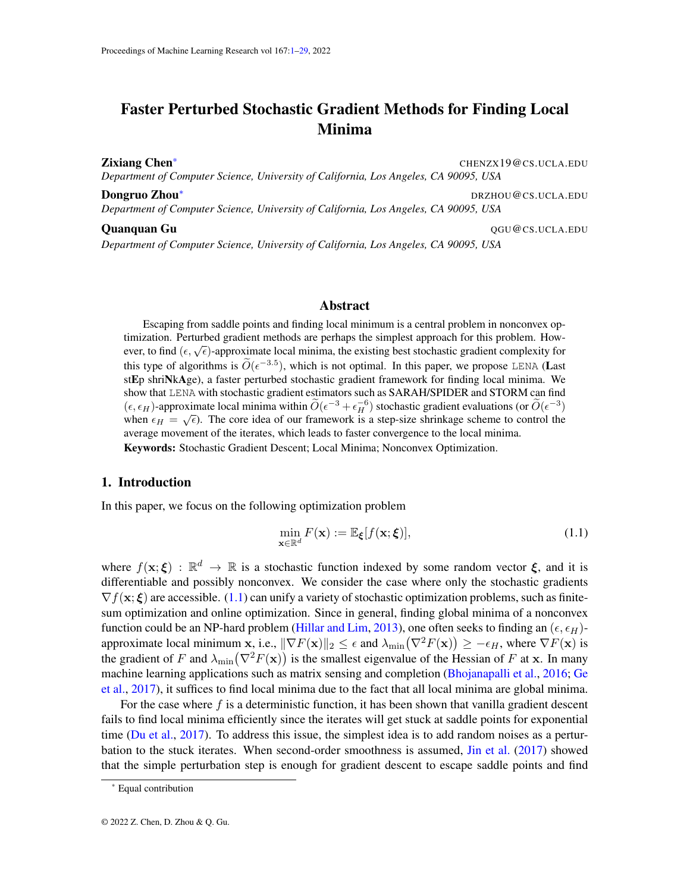# Faster Perturbed Stochastic Gradient Methods for Finding Local Minima

**Zixiang Chen*** CHENZX19@CS.UCLA.EDU
*Department of Computer Science, University of California, Los Angeles, CA 90095, USA*

**Dongruo Zhou*** DRZHOU@CS.UCLA.EDU
*Department of Computer Science, University of California, Los Angeles, CA 90095, USA*

**Quanquan Gu** QGU@CS.UCLA.EDU
*Department of Computer Science, University of California, Los Angeles, CA 90095, USA*

## Abstract

Escaping from saddle points and finding local minimum is a central problem in nonconvex optimization. Perturbed gradient methods are perhaps the simplest approach for this problem. However, to find $(\epsilon, \sqrt{\epsilon})$-approximate local minima, the existing best stochastic gradient complexity for this type of algorithms is $\widetilde{O}(\epsilon^{-3.5})$, which is not optimal. In this paper, we propose LENA (**L**ast st**E**p shri**N**k**A**ge), a faster perturbed stochastic gradient framework for finding local minima. We show that LENA with stochastic gradient estimators such as SARAH/SPIDER and STORM can find $(\epsilon, \epsilon_H)$-approximate local minima within $\widetilde{O}(\epsilon^{-3} + \epsilon_H^{-6})$ stochastic gradient evaluations (or $\widetilde{O}(\epsilon^{-3})$ when $\epsilon_H = \sqrt{\epsilon}$). The core idea of our framework is a step-size shrinkage scheme to control the average movement of the iterates, which leads to faster convergence to the local minima.

**Keywords:** Stochastic Gradient Descent; Local Minima; Nonconvex Optimization.

## 1. Introduction

In this paper, we focus on the following optimization problem

$$\min_{\mathbf{x} \in \mathbb{R}^d} F(\mathbf{x}) := \mathbb{E}_{\boldsymbol{\xi}}[f(\mathbf{x}; \boldsymbol{\xi})], \tag{1.1}$$

where $f(\mathbf{x}; \boldsymbol{\xi}) : \mathbb{R}^d \rightarrow \mathbb{R}$ is a stochastic function indexed by some random vector $\boldsymbol{\xi}$, and it is differentiable and possibly nonconvex. We consider the case where only the stochastic gradients $\nabla f(\mathbf{x}; \boldsymbol{\xi})$ are accessible. (1.1) can unify a variety of stochastic optimization problems, such as finite-sum optimization and online optimization. Since in general, finding global minima of a nonconvex function could be an NP-hard problem (Hillar and Lim, 2013), one often seeks to finding an $(\epsilon, \epsilon_H)$-approximate local minimum $\mathbf{x}$, i.e., $\|\nabla F(\mathbf{x})\|_2 \leq \epsilon$ and $\lambda_{\min}\big(\nabla^2 F(\mathbf{x})\big) \geq -\epsilon_H$, where $\nabla F(\mathbf{x})$ is the gradient of $F$ and $\lambda_{\min}\big(\nabla^2 F(\mathbf{x})\big)$ is the smallest eigenvalue of the Hessian of $F$ at $\mathbf{x}$. In many machine learning applications such as matrix sensing and completion (Bhojanapalli et al., 2016; Ge et al., 2017), it suffices to find local minima due to the fact that all local minima are global minima.

For the case where $f$ is a deterministic function, it has been shown that vanilla gradient descent fails to find local minima efficiently since the iterates will get stuck at saddle points for exponential time (Du et al., 2017). To address this issue, the simplest idea is to add random noises as a perturbation to the stuck iterates. When second-order smoothness is assumed, Jin et al. (2017) showed that the simple perturbation step is enough for gradient descent to escape saddle points and find

* Equal contribution

© 2022 Z. Chen, D. Zhou & Q. Gu.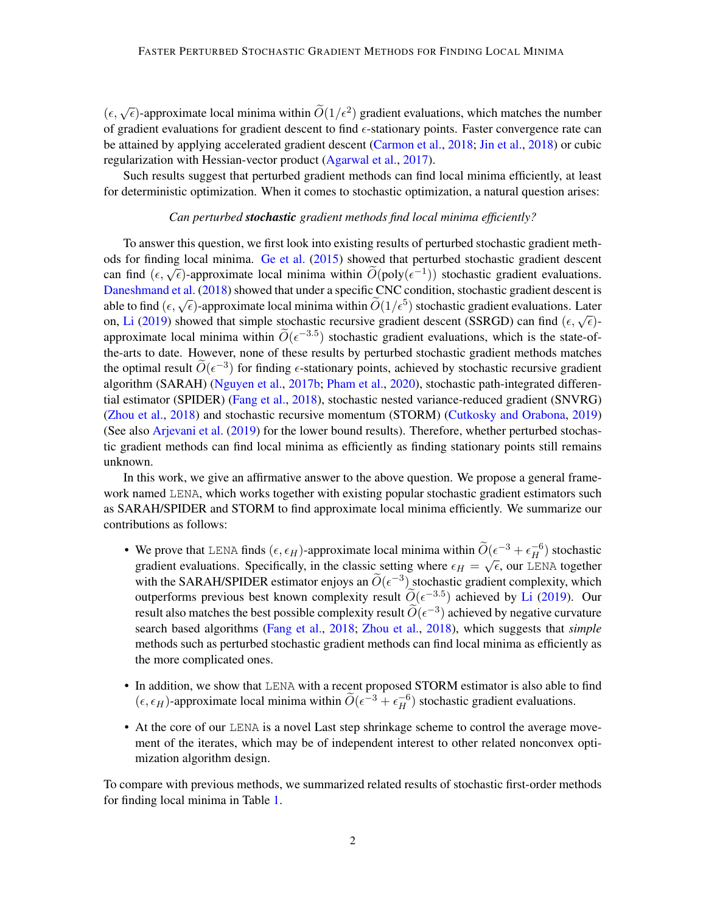$(\epsilon, \sqrt{\epsilon})$-approximate local minima within $\widetilde{O}(1/\epsilon^2)$ gradient evaluations, which matches the number of gradient evaluations for gradient descent to find $\epsilon$-stationary points. Faster convergence rate can be attained by applying accelerated gradient descent (Carmon et al., 2018; Jin et al., 2018) or cubic regularization with Hessian-vector product (Agarwal et al., 2017).

Such results suggest that perturbed gradient methods can find local minima efficiently, at least for deterministic optimization. When it comes to stochastic optimization, a natural question arises:

*Can perturbed **stochastic** gradient methods find local minima efficiently?*

To answer this question, we first look into existing results of perturbed stochastic gradient methods for finding local minima. Ge et al. (2015) showed that perturbed stochastic gradient descent can find $(\epsilon, \sqrt{\epsilon})$-approximate local minima within $\widetilde{O}(\text{poly}(\epsilon^{-1}))$ stochastic gradient evaluations. Daneshmand et al. (2018) showed that under a specific CNC condition, stochastic gradient descent is able to find $(\epsilon, \sqrt{\epsilon})$-approximate local minima within $\widetilde{O}(1/\epsilon^5)$ stochastic gradient evaluations. Later on, Li (2019) showed that simple stochastic recursive gradient descent (SSRGD) can find $(\epsilon, \sqrt{\epsilon})$-approximate local minima within $\widetilde{O}(\epsilon^{-3.5})$ stochastic gradient evaluations, which is the state-of-the-arts to date. However, none of these results by perturbed stochastic gradient methods matches the optimal result $\widetilde{O}(\epsilon^{-3})$ for finding $\epsilon$-stationary points, achieved by stochastic recursive gradient algorithm (SARAH) (Nguyen et al., 2017b; Pham et al., 2020), stochastic path-integrated differential estimator (SPIDER) (Fang et al., 2018), stochastic nested variance-reduced gradient (SNVRG) (Zhou et al., 2018) and stochastic recursive momentum (STORM) (Cutkosky and Orabona, 2019) (See also Arjevani et al. (2019) for the lower bound results). Therefore, whether perturbed stochastic gradient methods can find local minima as efficiently as finding stationary points still remains unknown.

In this work, we give an affirmative answer to the above question. We propose a general framework named LENA, which works together with existing popular stochastic gradient estimators such as SARAH/SPIDER and STORM to find approximate local minima efficiently. We summarize our contributions as follows:

- We prove that LENA finds $(\epsilon, \epsilon_H)$-approximate local minima within $\widetilde{O}(\epsilon^{-3} + \epsilon_H^{-6})$ stochastic gradient evaluations. Specifically, in the classic setting where $\epsilon_H = \sqrt{\epsilon}$, our LENA together with the SARAH/SPIDER estimator enjoys an $\widetilde{O}(\epsilon^{-3})$ stochastic gradient complexity, which outperforms previous best known complexity result $\widetilde{O}(\epsilon^{-3.5})$ achieved by Li (2019). Our result also matches the best possible complexity result $\widetilde{O}(\epsilon^{-3})$ achieved by negative curvature search based algorithms (Fang et al., 2018; Zhou et al., 2018), which suggests that *simple* methods such as perturbed stochastic gradient methods can find local minima as efficiently as the more complicated ones.
- In addition, we show that LENA with a recent proposed STORM estimator is also able to find $(\epsilon, \epsilon_H)$-approximate local minima within $\widetilde{O}(\epsilon^{-3} + \epsilon_H^{-6})$ stochastic gradient evaluations.
- At the core of our LENA is a novel Last step shrinkage scheme to control the average movement of the iterates, which may be of independent interest to other related nonconvex optimization algorithm design.

To compare with previous methods, we summarized related results of stochastic first-order methods for finding local minima in Table 1.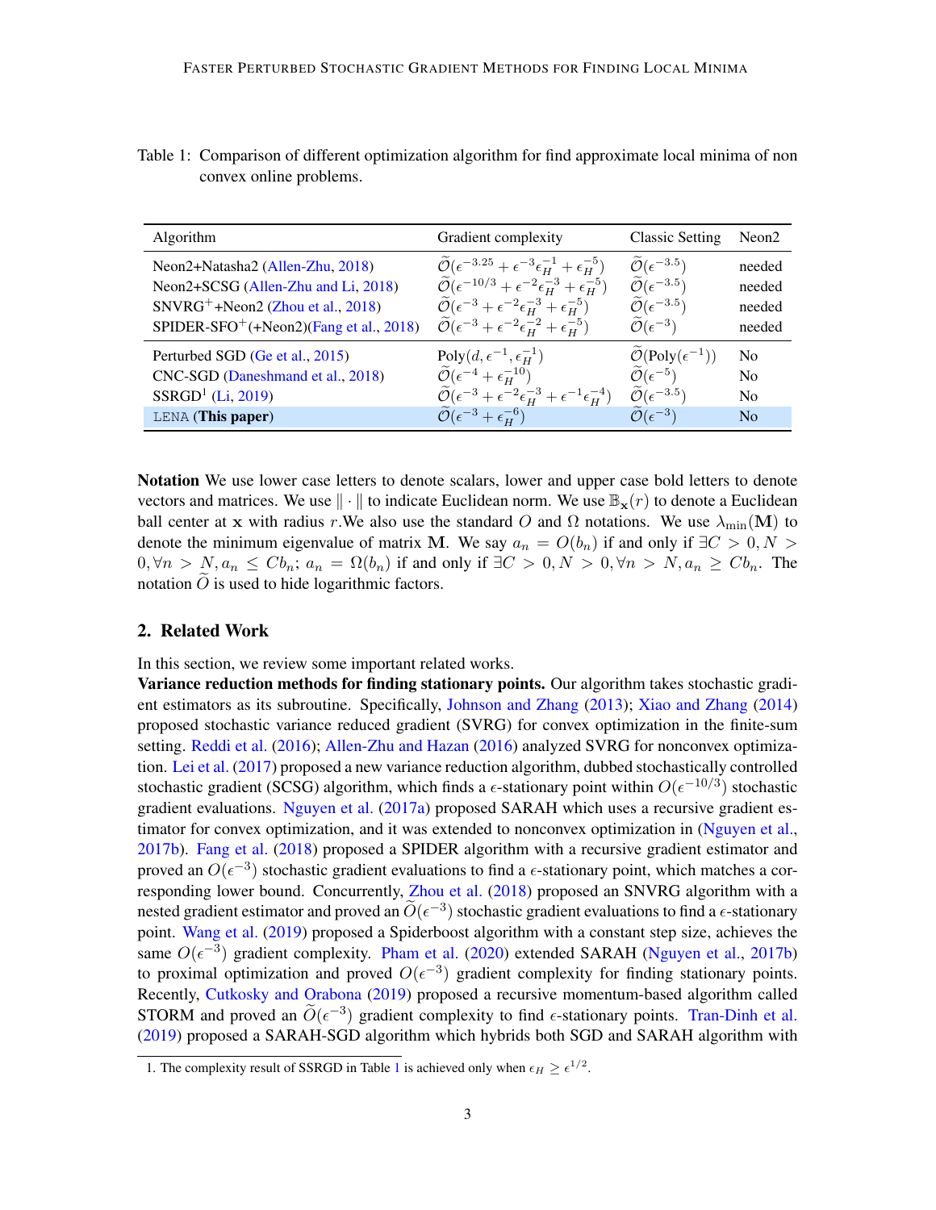Table 1: Comparison of different optimization algorithm for find approximate local minima of non convex online problems.

| Algorithm | Gradient complexity | Classic Setting | Neon2 |
|---|---|---|---|
| Neon2+Natasha2 (Allen-Zhu, 2018) | $\widetilde{\mathcal{O}}(\epsilon^{-3.25} + \epsilon^{-3}\epsilon_H^{-1} + \epsilon_H^{-5})$ | $\widetilde{\mathcal{O}}(\epsilon^{-3.5})$ | needed |
| Neon2+SCSG (Allen-Zhu and Li, 2018) | $\widetilde{\mathcal{O}}(\epsilon^{-10/3} + \epsilon^{-2}\epsilon_H^{-3} + \epsilon_H^{-5})$ | $\widetilde{\mathcal{O}}(\epsilon^{-3.5})$ | needed |
| SNVRG$^+$+Neon2 (Zhou et al., 2018) | $\widetilde{\mathcal{O}}(\epsilon^{-3} + \epsilon^{-2}\epsilon_H^{-3} + \epsilon_H^{-5})$ | $\widetilde{\mathcal{O}}(\epsilon^{-3.5})$ | needed |
| SPIDER-SFO$^+$(+Neon2)(Fang et al., 2018) | $\widetilde{\mathcal{O}}(\epsilon^{-3} + \epsilon^{-2}\epsilon_H^{-2} + \epsilon_H^{-5})$ | $\widetilde{\mathcal{O}}(\epsilon^{-3})$ | needed |
| Perturbed SGD (Ge et al., 2015) | $\text{Poly}(d, \epsilon^{-1}, \epsilon_H^{-1})$ | $\widetilde{\mathcal{O}}(\text{Poly}(\epsilon^{-1}))$ | No |
| CNC-SGD (Daneshmand et al., 2018) | $\widetilde{\mathcal{O}}(\epsilon^{-4} + \epsilon_H^{-10})$ | $\widetilde{\mathcal{O}}(\epsilon^{-5})$ | No |
| SSRGD[1] (Li, 2019) | $\widetilde{\mathcal{O}}(\epsilon^{-3} + \epsilon^{-2}\epsilon_H^{-3} + \epsilon^{-1}\epsilon_H^{-4})$ | $\widetilde{\mathcal{O}}(\epsilon^{-3.5})$ | No |
| LENA (**This paper**) | $\widetilde{\mathcal{O}}(\epsilon^{-3} + \epsilon_H^{-6})$ | $\widetilde{\mathcal{O}}(\epsilon^{-3})$ | No |

**Notation** We use lower case letters to denote scalars, lower and upper case bold letters to denote vectors and matrices. We use $\|\cdot\|$ to indicate Euclidean norm. We use $\mathbb{B}_{\mathbf{x}}(r)$ to denote a Euclidean ball center at $\mathbf{x}$ with radius $r$.We also use the standard $O$ and $\Omega$ notations. We use $\lambda_{\min}(\mathbf{M})$ to denote the minimum eigenvalue of matrix $\mathbf{M}$. We say $a_n = O(b_n)$ if and only if $\exists C > 0, N > 0, \forall n > N, a_n \leq Cb_n$; $a_n = \Omega(b_n)$ if and only if $\exists C > 0, N > 0, \forall n > N, a_n \geq Cb_n$. The notation $\widetilde{O}$ is used to hide logarithmic factors.

## 2. Related Work

In this section, we review some important related works.

**Variance reduction methods for finding stationary points.** Our algorithm takes stochastic gradient estimators as its subroutine. Specifically, Johnson and Zhang (2013); Xiao and Zhang (2014) proposed stochastic variance reduced gradient (SVRG) for convex optimization in the finite-sum setting. Reddi et al. (2016); Allen-Zhu and Hazan (2016) analyzed SVRG for nonconvex optimization. Lei et al. (2017) proposed a new variance reduction algorithm, dubbed stochastically controlled stochastic gradient (SCSG) algorithm, which finds a $\epsilon$-stationary point within $O(\epsilon^{-10/3})$ stochastic gradient evaluations. Nguyen et al. (2017a) proposed SARAH which uses a recursive gradient estimator for convex optimization, and it was extended to nonconvex optimization in (Nguyen et al., 2017b). Fang et al. (2018) proposed a SPIDER algorithm with a recursive gradient estimator and proved an $O(\epsilon^{-3})$ stochastic gradient evaluations to find a $\epsilon$-stationary point, which matches a corresponding lower bound. Concurrently, Zhou et al. (2018) proposed an SNVRG algorithm with a nested gradient estimator and proved an $\widetilde{O}(\epsilon^{-3})$ stochastic gradient evaluations to find a $\epsilon$-stationary point. Wang et al. (2019) proposed a Spiderboost algorithm with a constant step size, achieves the same $O(\epsilon^{-3})$ gradient complexity. Pham et al. (2020) extended SARAH (Nguyen et al., 2017b) to proximal optimization and proved $O(\epsilon^{-3})$ gradient complexity for finding stationary points. Recently, Cutkosky and Orabona (2019) proposed a recursive momentum-based algorithm called STORM and proved an $\widetilde{O}(\epsilon^{-3})$ gradient complexity to find $\epsilon$-stationary points. Tran-Dinh et al. (2019) proposed a SARAH-SGD algorithm which hybrids both SGD and SARAH algorithm with

1. The complexity result of SSRGD in Table 1 is achieved only when $\epsilon_H \geq \epsilon^{1/2}$.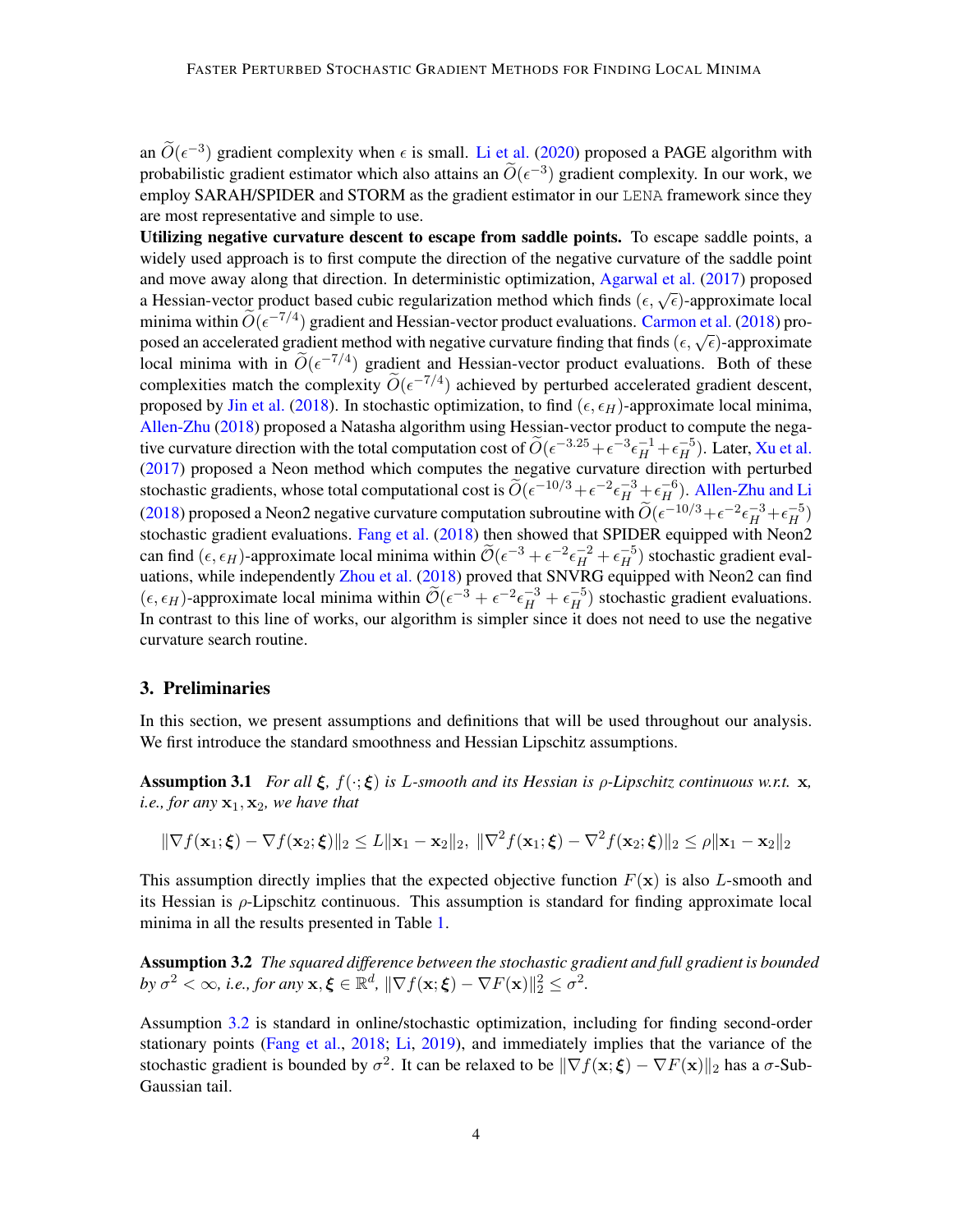an $\widetilde{O}(\epsilon^{-3})$ gradient complexity when $\epsilon$ is small. Li et al. (2020) proposed a PAGE algorithm with probabilistic gradient estimator which also attains an $\widetilde{O}(\epsilon^{-3})$ gradient complexity. In our work, we employ SARAH/SPIDER and STORM as the gradient estimator in our LENA framework since they are most representative and simple to use.

**Utilizing negative curvature descent to escape from saddle points.** To escape saddle points, a widely used approach is to first compute the direction of the negative curvature of the saddle point and move away along that direction. In deterministic optimization, Agarwal et al. (2017) proposed a Hessian-vector product based cubic regularization method which finds $(\epsilon, \sqrt{\epsilon})$-approximate local minima within $\widetilde{O}(\epsilon^{-7/4})$ gradient and Hessian-vector product evaluations. Carmon et al. (2018) proposed an accelerated gradient method with negative curvature finding that finds $(\epsilon, \sqrt{\epsilon})$-approximate local minima with in $\widetilde{O}(\epsilon^{-7/4})$ gradient and Hessian-vector product evaluations. Both of these complexities match the complexity $\widetilde{O}(\epsilon^{-7/4})$ achieved by perturbed accelerated gradient descent, proposed by Jin et al. (2018). In stochastic optimization, to find $(\epsilon, \epsilon_H)$-approximate local minima, Allen-Zhu (2018) proposed a Natasha algorithm using Hessian-vector product to compute the negative curvature direction with the total computation cost of $\widetilde{O}(\epsilon^{-3.25} + \epsilon^{-3}\epsilon_H^{-1} + \epsilon_H^{-5})$. Later, Xu et al. (2017) proposed a Neon method which computes the negative curvature direction with perturbed stochastic gradients, whose total computational cost is $\widetilde{O}(\epsilon^{-10/3} + \epsilon^{-2}\epsilon_H^{-3} + \epsilon_H^{-6})$. Allen-Zhu and Li (2018) proposed a Neon2 negative curvature computation subroutine with $\widetilde{O}(\epsilon^{-10/3} + \epsilon^{-2}\epsilon_H^{-3} + \epsilon_H^{-5})$ stochastic gradient evaluations. Fang et al. (2018) then showed that SPIDER equipped with Neon2 can find $(\epsilon, \epsilon_H)$-approximate local minima within $\widetilde{\mathcal{O}}(\epsilon^{-3} + \epsilon^{-2}\epsilon_H^{-2} + \epsilon_H^{-5})$ stochastic gradient evaluations, while independently Zhou et al. (2018) proved that SNVRG equipped with Neon2 can find $(\epsilon, \epsilon_H)$-approximate local minima within $\widetilde{\mathcal{O}}(\epsilon^{-3} + \epsilon^{-2}\epsilon_H^{-3} + \epsilon_H^{-5})$ stochastic gradient evaluations. In contrast to this line of works, our algorithm is simpler since it does not need to use the negative curvature search routine.

## 3. Preliminaries

In this section, we present assumptions and definitions that will be used throughout our analysis. We first introduce the standard smoothness and Hessian Lipschitz assumptions.

**Assumption 3.1** *For all $\boldsymbol{\xi}$, $f(\cdot;\boldsymbol{\xi})$ is $L$-smooth and its Hessian is $\rho$-Lipschitz continuous w.r.t. $\mathbf{x}$, i.e., for any $\mathbf{x}_1, \mathbf{x}_2$, we have that*

$$\|\nabla f(\mathbf{x}_1;\boldsymbol{\xi}) - \nabla f(\mathbf{x}_2;\boldsymbol{\xi})\|_2 \le L\|\mathbf{x}_1 - \mathbf{x}_2\|_2,\ \|\nabla^2 f(\mathbf{x}_1;\boldsymbol{\xi}) - \nabla^2 f(\mathbf{x}_2;\boldsymbol{\xi})\|_2 \le \rho\|\mathbf{x}_1 - \mathbf{x}_2\|_2$$

This assumption directly implies that the expected objective function $F(\mathbf{x})$ is also $L$-smooth and its Hessian is $\rho$-Lipschitz continuous. This assumption is standard for finding approximate local minima in all the results presented in Table 1.

**Assumption 3.2** *The squared difference between the stochastic gradient and full gradient is bounded by $\sigma^2 < \infty$, i.e., for any $\mathbf{x}, \boldsymbol{\xi} \in \mathbb{R}^d$, $\|\nabla f(\mathbf{x};\boldsymbol{\xi}) - \nabla F(\mathbf{x})\|_2^2 \le \sigma^2$.*

Assumption 3.2 is standard in online/stochastic optimization, including for finding second-order stationary points (Fang et al., 2018; Li, 2019), and immediately implies that the variance of the stochastic gradient is bounded by $\sigma^2$. It can be relaxed to be $\|\nabla f(\mathbf{x};\boldsymbol{\xi}) - \nabla F(\mathbf{x})\|_2$ has a $\sigma$-Sub-Gaussian tail.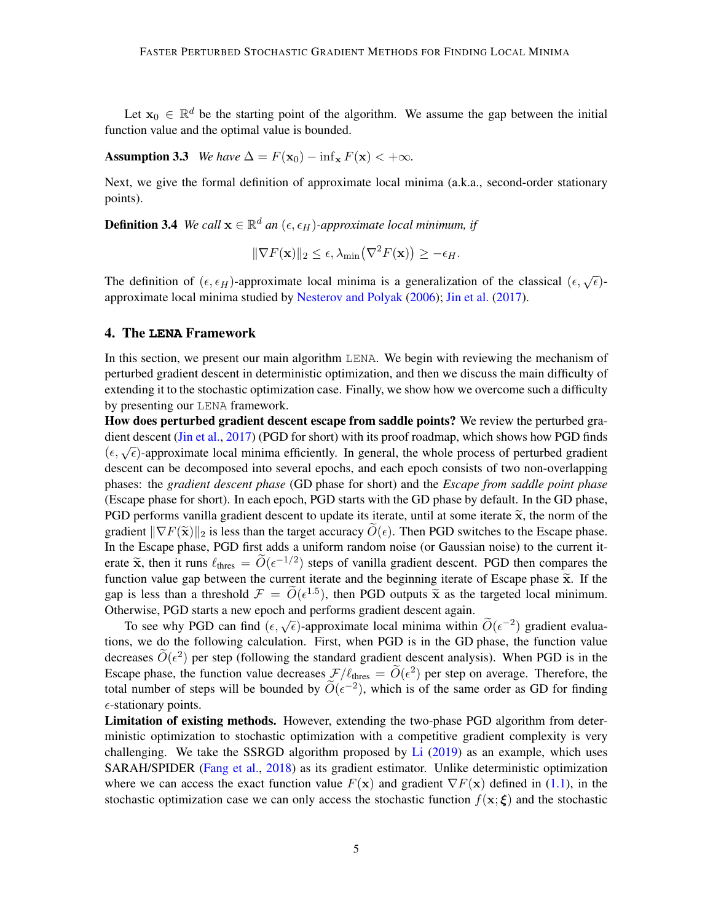Let $\mathbf{x}_0 \in \mathbb{R}^d$ be the starting point of the algorithm. We assume the gap between the initial function value and the optimal value is bounded.

**Assumption 3.3** *We have $\Delta = F(\mathbf{x}_0) - \inf_{\mathbf{x}} F(\mathbf{x}) < +\infty$.*

Next, we give the formal definition of approximate local minima (a.k.a., second-order stationary points).

**Definition 3.4** *We call $\mathbf{x} \in \mathbb{R}^d$ an $(\epsilon, \epsilon_H)$-approximate local minimum, if*

$$\|\nabla F(\mathbf{x})\|_2 \leq \epsilon, \lambda_{\min}\big(\nabla^2 F(\mathbf{x})\big) \geq -\epsilon_H.$$

The definition of $(\epsilon, \epsilon_H)$-approximate local minima is a generalization of the classical $(\epsilon, \sqrt{\epsilon})$-approximate local minima studied by Nesterov and Polyak (2006); Jin et al. (2017).

## 4. The LENA Framework

In this section, we present our main algorithm LENA. We begin with reviewing the mechanism of perturbed gradient descent in deterministic optimization, and then we discuss the main difficulty of extending it to the stochastic optimization case. Finally, we show how we overcome such a difficulty by presenting our LENA framework.

**How does perturbed gradient descent escape from saddle points?** We review the perturbed gradient descent (Jin et al., 2017) (PGD for short) with its proof roadmap, which shows how PGD finds $(\epsilon, \sqrt{\epsilon})$-approximate local minima efficiently. In general, the whole process of perturbed gradient descent can be decomposed into several epochs, and each epoch consists of two non-overlapping phases: the *gradient descent phase* (GD phase for short) and the *Escape from saddle point phase* (Escape phase for short). In each epoch, PGD starts with the GD phase by default. In the GD phase, PGD performs vanilla gradient descent to update its iterate, until at some iterate $\widetilde{\mathbf{x}}$, the norm of the gradient $\|\nabla F(\widetilde{\mathbf{x}})\|_2$ is less than the target accuracy $\widetilde{O}(\epsilon)$. Then PGD switches to the Escape phase. In the Escape phase, PGD first adds a uniform random noise (or Gaussian noise) to the current iterate $\widetilde{\mathbf{x}}$, then it runs $\ell_{\text{thres}} = \widetilde{O}(\epsilon^{-1/2})$ steps of vanilla gradient descent. PGD then compares the function value gap between the current iterate and the beginning iterate of Escape phase $\widetilde{\mathbf{x}}$. If the gap is less than a threshold $\mathcal{F} = \widetilde{O}(\epsilon^{1.5})$, then PGD outputs $\widetilde{\mathbf{x}}$ as the targeted local minimum. Otherwise, PGD starts a new epoch and performs gradient descent again.

To see why PGD can find $(\epsilon, \sqrt{\epsilon})$-approximate local minima within $\widetilde{O}(\epsilon^{-2})$ gradient evaluations, we do the following calculation. First, when PGD is in the GD phase, the function value decreases $\widetilde{O}(\epsilon^2)$ per step (following the standard gradient descent analysis). When PGD is in the Escape phase, the function value decreases $\mathcal{F}/\ell_{\text{thres}} = \widetilde{O}(\epsilon^2)$ per step on average. Therefore, the total number of steps will be bounded by $\widetilde{O}(\epsilon^{-2})$, which is of the same order as GD for finding $\epsilon$-stationary points.

**Limitation of existing methods.** However, extending the two-phase PGD algorithm from deterministic optimization to stochastic optimization with a competitive gradient complexity is very challenging. We take the SSRGD algorithm proposed by Li (2019) as an example, which uses SARAH/SPIDER (Fang et al., 2018) as its gradient estimator. Unlike deterministic optimization where we can access the exact function value $F(\mathbf{x})$ and gradient $\nabla F(\mathbf{x})$ defined in (1.1), in the stochastic optimization case we can only access the stochastic function $f(\mathbf{x}; \boldsymbol{\xi})$ and the stochastic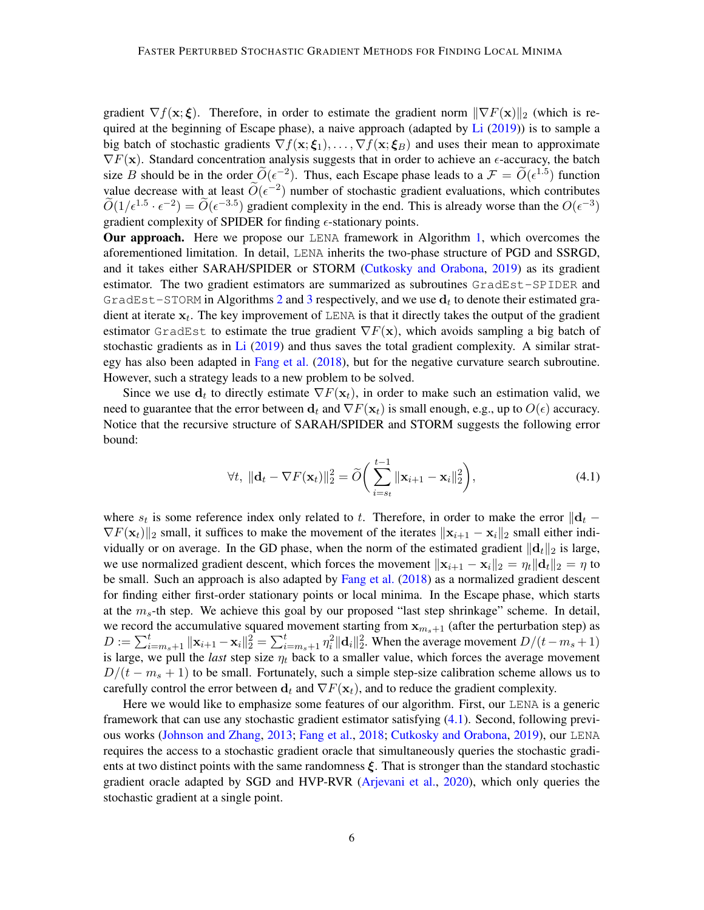gradient $\nabla f(\mathbf{x}; \boldsymbol{\xi})$. Therefore, in order to estimate the gradient norm $\|\nabla F(\mathbf{x})\|_2$ (which is required at the beginning of Escape phase), a naive approach (adapted by Li (2019)) is to sample a big batch of stochastic gradients $\nabla f(\mathbf{x}; \boldsymbol{\xi}_1), \ldots, \nabla f(\mathbf{x}; \boldsymbol{\xi}_B)$ and uses their mean to approximate $\nabla F(\mathbf{x})$. Standard concentration analysis suggests that in order to achieve an $\epsilon$-accuracy, the batch size $B$ should be in the order $\widetilde{O}(\epsilon^{-2})$. Thus, each Escape phase leads to a $\mathcal{F} = \widetilde{O}(\epsilon^{1.5})$ function value decrease with at least $\widetilde{O}(\epsilon^{-2})$ number of stochastic gradient evaluations, which contributes $\widetilde{O}(1/\epsilon^{1.5} \cdot \epsilon^{-2}) = \widetilde{O}(\epsilon^{-3.5})$ gradient complexity in the end. This is already worse than the $O(\epsilon^{-3})$ gradient complexity of SPIDER for finding $\epsilon$-stationary points.

**Our approach.** Here we propose our `LENA` framework in Algorithm 1, which overcomes the aforementioned limitation. In detail, `LENA` inherits the two-phase structure of PGD and SSRGD, and it takes either SARAH/SPIDER or STORM (Cutkosky and Orabona, 2019) as its gradient estimator. The two gradient estimators are summarized as subroutines `GradEst-SPIDER` and `GradEst-STORM` in Algorithms 2 and 3 respectively, and we use $\mathbf{d}_t$ to denote their estimated gradient at iterate $\mathbf{x}_t$. The key improvement of `LENA` is that it directly takes the output of the gradient estimator `GradEst` to estimate the true gradient $\nabla F(\mathbf{x})$, which avoids sampling a big batch of stochastic gradients as in Li (2019) and thus saves the total gradient complexity. A similar strategy has also been adapted in Fang et al. (2018), but for the negative curvature search subroutine. However, such a strategy leads to a new problem to be solved.

Since we use $\mathbf{d}_t$ to directly estimate $\nabla F(\mathbf{x}_t)$, in order to make such an estimation valid, we need to guarantee that the error between $\mathbf{d}_t$ and $\nabla F(\mathbf{x}_t)$ is small enough, e.g., up to $O(\epsilon)$ accuracy. Notice that the recursive structure of SARAH/SPIDER and STORM suggests the following error bound:

$$\forall t, \; \|\mathbf{d}_t - \nabla F(\mathbf{x}_t)\|_2^2 = \widetilde{O}\bigg(\sum_{i=s_t}^{t-1} \|\mathbf{x}_{i+1} - \mathbf{x}_i\|_2^2\bigg), \tag{4.1}$$

where $s_t$ is some reference index only related to $t$. Therefore, in order to make the error $\|\mathbf{d}_t - \nabla F(\mathbf{x}_t)\|_2$ small, it suffices to make the movement of the iterates $\|\mathbf{x}_{i+1} - \mathbf{x}_i\|_2$ small either individually or on average. In the GD phase, when the norm of the estimated gradient $\|\mathbf{d}_t\|_2$ is large, we use normalized gradient descent, which forces the movement $\|\mathbf{x}_{i+1} - \mathbf{x}_i\|_2 = \eta_t \|\mathbf{d}_t\|_2 = \eta$ to be small. Such an approach is also adapted by Fang et al. (2018) as a normalized gradient descent for finding either first-order stationary points or local minima. In the Escape phase, which starts at the $m_s$-th step. We achieve this goal by our proposed "last step shrinkage" scheme. In detail, we record the accumulative squared movement starting from $\mathbf{x}_{m_s+1}$ (after the perturbation step) as $D := \sum_{i=m_s+1}^{t} \|\mathbf{x}_{i+1} - \mathbf{x}_i\|_2^2 = \sum_{i=m_s+1}^{t} \eta_i^2 \|\mathbf{d}_i\|_2^2$. When the average movement $D/(t - m_s + 1)$ is large, we pull the *last* step size $\eta_t$ back to a smaller value, which forces the average movement $D/(t - m_s + 1)$ to be small. Fortunately, such a simple step-size calibration scheme allows us to carefully control the error between $\mathbf{d}_t$ and $\nabla F(\mathbf{x}_t)$, and to reduce the gradient complexity.

Here we would like to emphasize some features of our algorithm. First, our `LENA` is a generic framework that can use any stochastic gradient estimator satisfying (4.1). Second, following previous works (Johnson and Zhang, 2013; Fang et al., 2018; Cutkosky and Orabona, 2019), our `LENA` requires the access to a stochastic gradient oracle that simultaneously queries the stochastic gradients at two distinct points with the same randomness $\boldsymbol{\xi}$. That is stronger than the standard stochastic gradient oracle adapted by SGD and HVP-RVR (Arjevani et al., 2020), which only queries the stochastic gradient at a single point.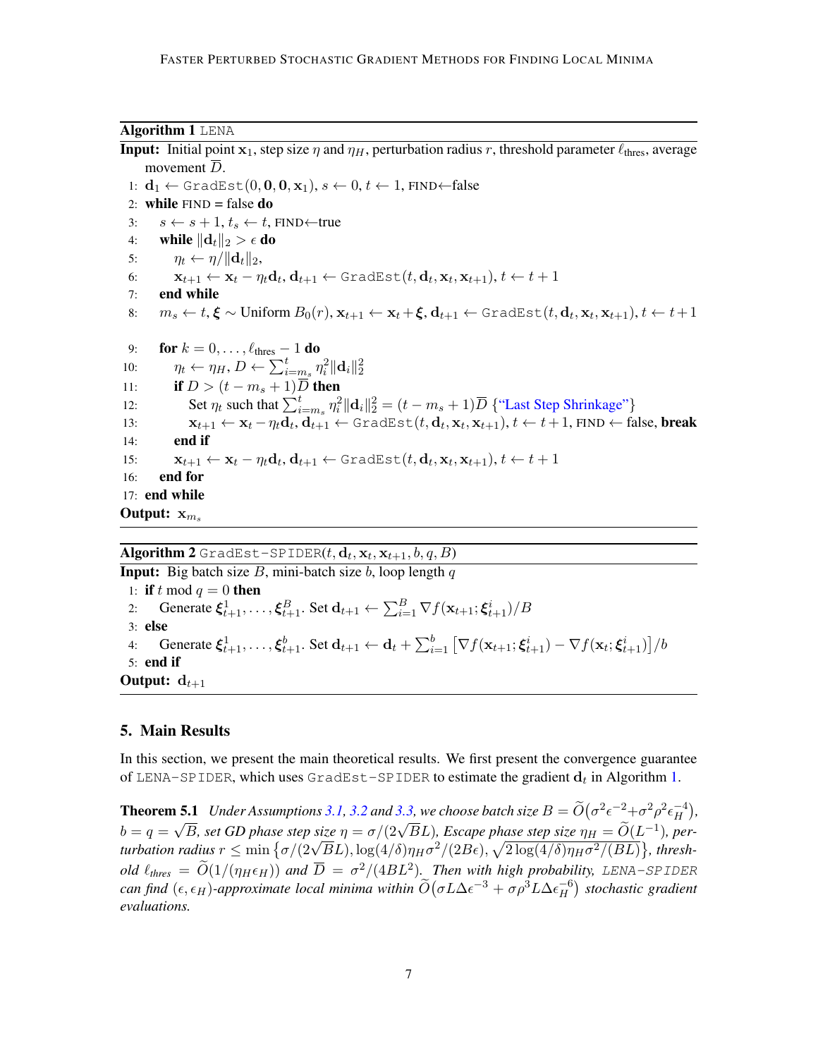**Algorithm 1** LENA

**Input:** Initial point $\mathbf{x}_1$, step size $\eta$ and $\eta_H$, perturbation radius $r$, threshold parameter $\ell_{\text{thres}}$, average movement $\overline{D}$.

1: $\mathbf{d}_1 \leftarrow \texttt{GradEst}(0, \mathbf{0}, \mathbf{0}, \mathbf{x}_1)$, $s \leftarrow 0$, $t \leftarrow 1$, FIND$\leftarrow$false
2: **while** FIND = false **do**
3: $\quad s \leftarrow s+1$, $t_s \leftarrow t$, FIND$\leftarrow$true
4: $\quad$**while** $\|\mathbf{d}_t\|_2 > \epsilon$ **do**
5: $\quad\quad \eta_t \leftarrow \eta/\|\mathbf{d}_t\|_2$,
6: $\quad\quad \mathbf{x}_{t+1} \leftarrow \mathbf{x}_t - \eta_t \mathbf{d}_t$, $\mathbf{d}_{t+1} \leftarrow \texttt{GradEst}(t, \mathbf{d}_t, \mathbf{x}_t, \mathbf{x}_{t+1})$, $t \leftarrow t+1$
7: $\quad$**end while**
8: $\quad m_s \leftarrow t$, $\boldsymbol{\xi} \sim$ Uniform $B_0(r)$, $\mathbf{x}_{t+1} \leftarrow \mathbf{x}_t + \boldsymbol{\xi}$, $\mathbf{d}_{t+1} \leftarrow \texttt{GradEst}(t, \mathbf{d}_t, \mathbf{x}_t, \mathbf{x}_{t+1})$, $t \leftarrow t+1$
9: $\quad$**for** $k = 0, \ldots, \ell_{\text{thres}} - 1$ **do**
10: $\quad\quad \eta_t \leftarrow \eta_H$, $D \leftarrow \sum_{i=m_s}^{t} \eta_i^2 \|\mathbf{d}_i\|_2^2$
11: $\quad\quad$**if** $D > (t - m_s + 1)\overline{D}$ **then**
12: $\quad\quad\quad$Set $\eta_t$ such that $\sum_{i=m_s}^{t} \eta_i^2 \|\mathbf{d}_i\|_2^2 = (t - m_s + 1)\overline{D}$ {"Last Step Shrinkage"}
13: $\quad\quad\quad \mathbf{x}_{t+1} \leftarrow \mathbf{x}_t - \eta_t \mathbf{d}_t$, $\mathbf{d}_{t+1} \leftarrow \texttt{GradEst}(t, \mathbf{d}_t, \mathbf{x}_t, \mathbf{x}_{t+1})$, $t \leftarrow t+1$, FIND $\leftarrow$ false, **break**
14: $\quad\quad$**end if**
15: $\quad\quad \mathbf{x}_{t+1} \leftarrow \mathbf{x}_t - \eta_t \mathbf{d}_t$, $\mathbf{d}_{t+1} \leftarrow \texttt{GradEst}(t, \mathbf{d}_t, \mathbf{x}_t, \mathbf{x}_{t+1})$, $t \leftarrow t+1$
16: $\quad$**end for**
17: **end while**

**Output:** $\mathbf{x}_{m_s}$

**Algorithm 2** GradEst-SPIDER$(t, \mathbf{d}_t, \mathbf{x}_t, \mathbf{x}_{t+1}, b, q, B)$

**Input:** Big batch size $B$, mini-batch size $b$, loop length $q$

1: **if** $t \bmod q = 0$ **then**
2: $\quad$Generate $\boldsymbol{\xi}_{t+1}^1, \ldots, \boldsymbol{\xi}_{t+1}^B$. Set $\mathbf{d}_{t+1} \leftarrow \sum_{i=1}^{B} \nabla f(\mathbf{x}_{t+1}; \boldsymbol{\xi}_{t+1}^i)/B$
3: **else**
4: $\quad$Generate $\boldsymbol{\xi}_{t+1}^1, \ldots, \boldsymbol{\xi}_{t+1}^b$. Set $\mathbf{d}_{t+1} \leftarrow \mathbf{d}_t + \sum_{i=1}^{b} \left[\nabla f(\mathbf{x}_{t+1}; \boldsymbol{\xi}_{t+1}^i) - \nabla f(\mathbf{x}_t; \boldsymbol{\xi}_{t+1}^i)\right]/b$
5: **end if**

**Output:** $\mathbf{d}_{t+1}$

## 5. Main Results

In this section, we present the main theoretical results. We first present the convergence guarantee of LENA-SPIDER, which uses GradEst-SPIDER to estimate the gradient $\mathbf{d}_t$ in Algorithm 1.

**Theorem 5.1** *Under Assumptions 3.1, 3.2 and 3.3, we choose batch size $B = \widetilde{O}\big(\sigma^2\epsilon^{-2} + \sigma^2\rho^2\epsilon_H^{-4}\big)$, $b = q = \sqrt{B}$, set GD phase step size $\eta = \sigma/(2\sqrt{B}L)$, Escape phase step size $\eta_H = \widetilde{O}(L^{-1})$, perturbation radius $r \leq \min\big\{\sigma/(2\sqrt{B}L), \log(4/\delta)\eta_H\sigma^2/(2B\epsilon), \sqrt{2\log(4/\delta)\eta_H\sigma^2/(BL)}\big\}$, threshold $\ell_{thres} = \widetilde{O}(1/(\eta_H\epsilon_H))$ and $\overline{D} = \sigma^2/(4BL^2)$. Then with high probability, LENA-SPIDER can find $(\epsilon, \epsilon_H)$-approximate local minima within $\widetilde{O}\big(\sigma L\Delta\epsilon^{-3} + \sigma\rho^3 L\Delta\epsilon_H^{-6}\big)$ stochastic gradient evaluations.*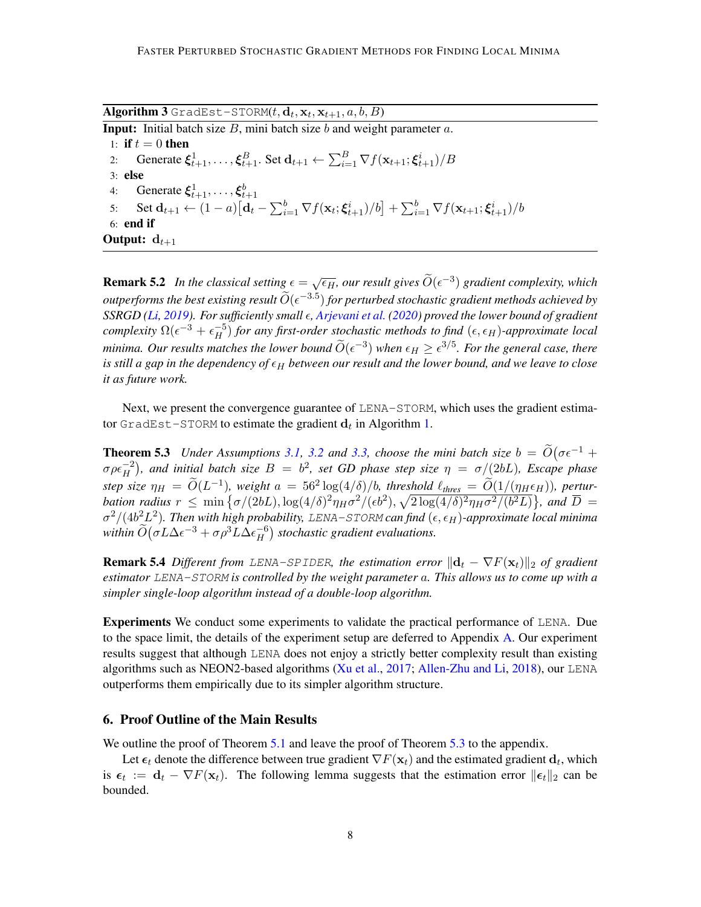**Algorithm 3** GradEst-STORM($t, \mathbf{d}_t, \mathbf{x}_t, \mathbf{x}_{t+1}, a, b, B$)

**Input:** Initial batch size $B$, mini batch size $b$ and weight parameter $a$.

1: **if** $t = 0$ **then**
2: &nbsp;&nbsp;&nbsp;&nbsp;Generate $\boldsymbol{\xi}_{t+1}^1, \ldots, \boldsymbol{\xi}_{t+1}^B$. Set $\mathbf{d}_{t+1} \leftarrow \sum_{i=1}^B \nabla f(\mathbf{x}_{t+1}; \boldsymbol{\xi}_{t+1}^i)/B$
3: **else**
4: &nbsp;&nbsp;&nbsp;&nbsp;Generate $\boldsymbol{\xi}_{t+1}^1, \ldots, \boldsymbol{\xi}_{t+1}^b$
5: &nbsp;&nbsp;&nbsp;&nbsp;Set $\mathbf{d}_{t+1} \leftarrow (1-a)\big[\mathbf{d}_t - \sum_{i=1}^b \nabla f(\mathbf{x}_t; \boldsymbol{\xi}_{t+1}^i)/b\big] + \sum_{i=1}^b \nabla f(\mathbf{x}_{t+1}; \boldsymbol{\xi}_{t+1}^i)/b$
6: **end if**

**Output:** $\mathbf{d}_{t+1}$

**Remark 5.2** *In the classical setting $\epsilon = \sqrt{\epsilon_H}$, our result gives $\widetilde{O}(\epsilon^{-3})$ gradient complexity, which outperforms the best existing result $\widetilde{O}(\epsilon^{-3.5})$ for perturbed stochastic gradient methods achieved by SSRGD (Li, 2019). For sufficiently small $\epsilon$, Arjevani et al. (2020) proved the lower bound of gradient complexity $\Omega(\epsilon^{-3} + \epsilon_H^{-5})$ for any first-order stochastic methods to find $(\epsilon, \epsilon_H)$-approximate local minima. Our results matches the lower bound $\widetilde{O}(\epsilon^{-3})$ when $\epsilon_H \geq \epsilon^{3/5}$. For the general case, there is still a gap in the dependency of $\epsilon_H$ between our result and the lower bound, and we leave to close it as future work.*

Next, we present the convergence guarantee of LENA-STORM, which uses the gradient estimator GradEst-STORM to estimate the gradient $\mathbf{d}_t$ in Algorithm 1.

**Theorem 5.3** *Under Assumptions 3.1, 3.2 and 3.3, choose the mini batch size $b = \widetilde{O}\big(\sigma\epsilon^{-1} + \sigma\rho\epsilon_H^{-2}\big)$, and initial batch size $B = b^2$, set GD phase step size $\eta = \sigma/(2bL)$, Escape phase step size $\eta_H = \widetilde{O}(L^{-1})$, weight $a = 56^2\log(4/\delta)/b$, threshold $\ell_{thres} = \widetilde{O}(1/(\eta_H\epsilon_H))$, perturbation radius $r \leq \min\big\{\sigma/(2bL), \log(4/\delta)^2\eta_H\sigma^2/(\epsilon b^2), \sqrt{2\log(4/\delta)^2\eta_H\sigma^2/(b^2L)}\big\}$, and $\overline{D} = \sigma^2/(4b^2L^2)$. Then with high probability, LENA-STORM can find $(\epsilon, \epsilon_H)$-approximate local minima within $\widetilde{O}\big(\sigma L\Delta\epsilon^{-3} + \sigma\rho^3 L\Delta\epsilon_H^{-6}\big)$ stochastic gradient evaluations.*

**Remark 5.4** *Different from LENA-SPIDER, the estimation error $\|\mathbf{d}_t - \nabla F(\mathbf{x}_t)\|_2$ of gradient estimator LENA-STORM is controlled by the weight parameter $a$. This allows us to come up with a simpler single-loop algorithm instead of a double-loop algorithm.*

**Experiments** We conduct some experiments to validate the practical performance of LENA. Due to the space limit, the details of the experiment setup are deferred to Appendix A. Our experiment results suggest that although LENA does not enjoy a strictly better complexity result than existing algorithms such as NEON2-based algorithms (Xu et al., 2017; Allen-Zhu and Li, 2018), our LENA outperforms them empirically due to its simpler algorithm structure.

## 6. Proof Outline of the Main Results

We outline the proof of Theorem 5.1 and leave the proof of Theorem 5.3 to the appendix.

Let $\boldsymbol{\epsilon}_t$ denote the difference between true gradient $\nabla F(\mathbf{x}_t)$ and the estimated gradient $\mathbf{d}_t$, which is $\boldsymbol{\epsilon}_t := \mathbf{d}_t - \nabla F(\mathbf{x}_t)$. The following lemma suggests that the estimation error $\|\boldsymbol{\epsilon}_t\|_2$ can be bounded.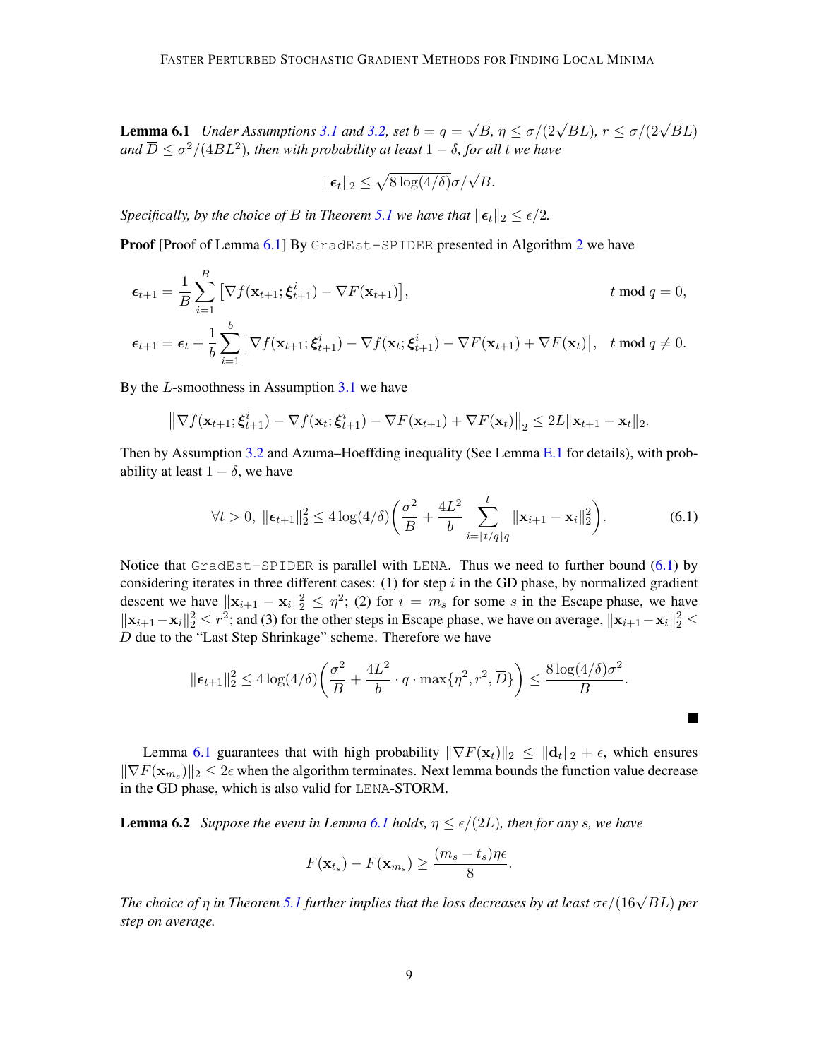**Lemma 6.1** *Under Assumptions 3.1 and 3.2, set $b = q = \sqrt{B}$, $\eta \le \sigma/(2\sqrt{B}L)$, $r \le \sigma/(2\sqrt{B}L)$ and $\overline{D} \le \sigma^2/(4BL^2)$, then with probability at least $1-\delta$, for all $t$ we have*

$$\|\boldsymbol{\epsilon}_t\|_2 \le \sqrt{8\log(4/\delta)}\sigma/\sqrt{B}.$$

*Specifically, by the choice of $B$ in Theorem 5.1 we have that $\|\boldsymbol{\epsilon}_t\|_2 \le \epsilon/2$.*

**Proof** [Proof of Lemma 6.1] By `GradEst-SPIDER` presented in Algorithm 2 we have

$$\boldsymbol{\epsilon}_{t+1} = \frac{1}{B}\sum_{i=1}^{B}\big[\nabla f(\mathbf{x}_{t+1};\boldsymbol{\xi}_{t+1}^i) - \nabla F(\mathbf{x}_{t+1})\big], \qquad t \bmod q = 0,$$

$$\boldsymbol{\epsilon}_{t+1} = \boldsymbol{\epsilon}_t + \frac{1}{b}\sum_{i=1}^{b}\big[\nabla f(\mathbf{x}_{t+1};\boldsymbol{\xi}_{t+1}^i) - \nabla f(\mathbf{x}_t;\boldsymbol{\xi}_{t+1}^i) - \nabla F(\mathbf{x}_{t+1}) + \nabla F(\mathbf{x}_t)\big], \quad t \bmod q \ne 0.$$

By the $L$-smoothness in Assumption 3.1 we have

$$\big\|\nabla f(\mathbf{x}_{t+1};\boldsymbol{\xi}_{t+1}^i) - \nabla f(\mathbf{x}_t;\boldsymbol{\xi}_{t+1}^i) - \nabla F(\mathbf{x}_{t+1}) + \nabla F(\mathbf{x}_t)\big\|_2 \le 2L\|\mathbf{x}_{t+1} - \mathbf{x}_t\|_2.$$

Then by Assumption 3.2 and Azuma–Hoeffding inequality (See Lemma E.1 for details), with probability at least $1-\delta$, we have

$$\forall t > 0,\ \|\boldsymbol{\epsilon}_{t+1}\|_2^2 \le 4\log(4/\delta)\bigg(\frac{\sigma^2}{B} + \frac{4L^2}{b}\sum_{i=\lfloor t/q\rfloor q}^{t}\|\mathbf{x}_{i+1} - \mathbf{x}_i\|_2^2\bigg). \tag{6.1}$$

Notice that `GradEst-SPIDER` is parallel with `LENA`. Thus we need to further bound (6.1) by considering iterates in three different cases: (1) for step $i$ in the GD phase, by normalized gradient descent we have $\|\mathbf{x}_{i+1} - \mathbf{x}_i\|_2^2 \le \eta^2$; (2) for $i = m_s$ for some $s$ in the Escape phase, we have $\|\mathbf{x}_{i+1} - \mathbf{x}_i\|_2^2 \le r^2$; and (3) for the other steps in Escape phase, we have on average, $\|\mathbf{x}_{i+1} - \mathbf{x}_i\|_2^2 \le \overline{D}$ due to the "Last Step Shrinkage" scheme. Therefore we have

$$\|\boldsymbol{\epsilon}_{t+1}\|_2^2 \le 4\log(4/\delta)\bigg(\frac{\sigma^2}{B} + \frac{4L^2}{b}\cdot q\cdot \max\{\eta^2, r^2, \overline{D}\}\bigg) \le \frac{8\log(4/\delta)\sigma^2}{B}.$$

■

Lemma 6.1 guarantees that with high probability $\|\nabla F(\mathbf{x}_t)\|_2 \le \|\mathbf{d}_t\|_2 + \epsilon$, which ensures $\|\nabla F(\mathbf{x}_{m_s})\|_2 \le 2\epsilon$ when the algorithm terminates. Next lemma bounds the function value decrease in the GD phase, which is also valid for `LENA`-STORM.

**Lemma 6.2** *Suppose the event in Lemma 6.1 holds, $\eta \le \epsilon/(2L)$, then for any $s$, we have*

$$F(\mathbf{x}_{t_s}) - F(\mathbf{x}_{m_s}) \ge \frac{(m_s - t_s)\eta\epsilon}{8}.$$

*The choice of $\eta$ in Theorem 5.1 further implies that the loss decreases by at least $\sigma\epsilon/(16\sqrt{B}L)$ per step on average.*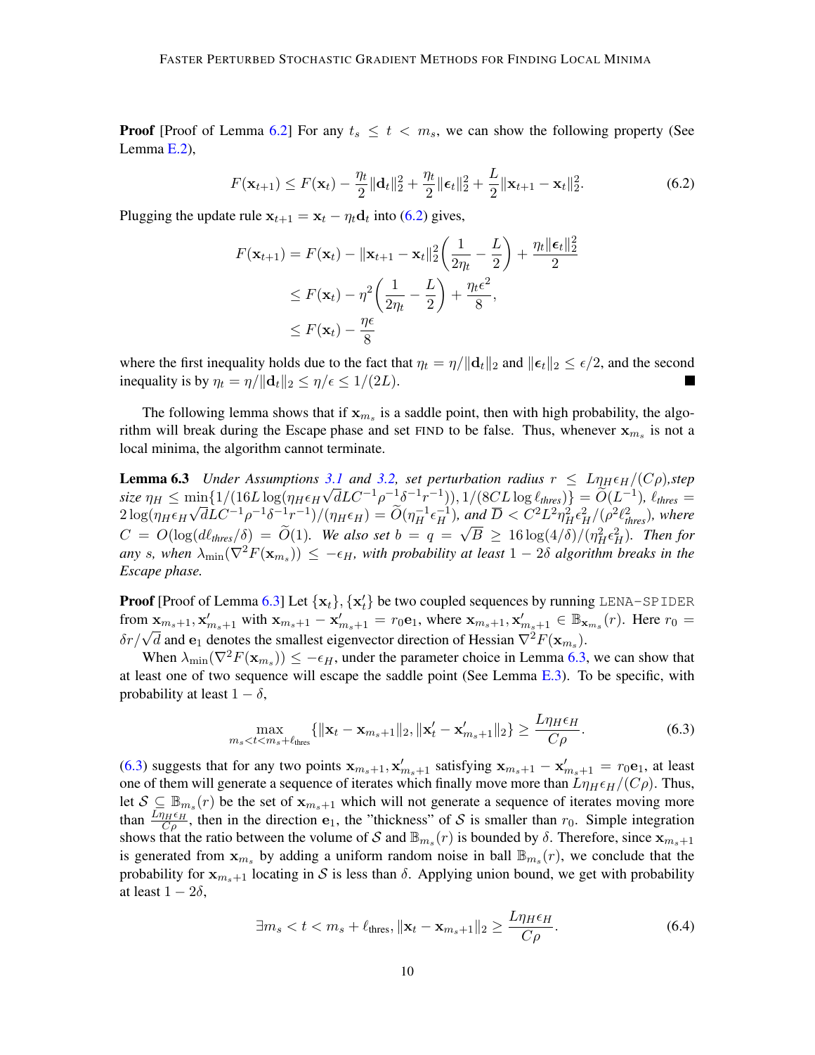**Proof** [Proof of Lemma 6.2] For any $t_s \leq t < m_s$, we can show the following property (See Lemma E.2),

$$F(\mathbf{x}_{t+1}) \leq F(\mathbf{x}_t) - \frac{\eta_t}{2}\|\mathbf{d}_t\|_2^2 + \frac{\eta_t}{2}\|\boldsymbol{\epsilon}_t\|_2^2 + \frac{L}{2}\|\mathbf{x}_{t+1} - \mathbf{x}_t\|_2^2. \tag{6.2}$$

Plugging the update rule $\mathbf{x}_{t+1} = \mathbf{x}_t - \eta_t \mathbf{d}_t$ into (6.2) gives,

$$\begin{aligned} F(\mathbf{x}_{t+1}) &= F(\mathbf{x}_t) - \|\mathbf{x}_{t+1} - \mathbf{x}_t\|_2^2\bigg(\frac{1}{2\eta_t} - \frac{L}{2}\bigg) + \frac{\eta_t\|\boldsymbol{\epsilon}_t\|_2^2}{2} \\ &\leq F(\mathbf{x}_t) - \eta^2\bigg(\frac{1}{2\eta_t} - \frac{L}{2}\bigg) + \frac{\eta_t \epsilon^2}{8}, \\ &\leq F(\mathbf{x}_t) - \frac{\eta\epsilon}{8} \end{aligned}$$

where the first inequality holds due to the fact that $\eta_t = \eta/\|\mathbf{d}_t\|_2$ and $\|\boldsymbol{\epsilon}_t\|_2 \leq \epsilon/2$, and the second inequality is by $\eta_t = \eta/\|\mathbf{d}_t\|_2 \leq \eta/\epsilon \leq 1/(2L)$. ■

The following lemma shows that if $\mathbf{x}_{m_s}$ is a saddle point, then with high probability, the algorithm will break during the Escape phase and set FIND to be false. Thus, whenever $\mathbf{x}_{m_s}$ is not a local minima, the algorithm cannot terminate.

**Lemma 6.3** *Under Assumptions 3.1 and 3.2, set perturbation radius $r \leq L\eta_H\epsilon_H/(C\rho)$, step size $\eta_H \leq \min\{1/(16L\log(\eta_H\epsilon_H\sqrt{d}LC^{-1}\rho^{-1}\delta^{-1}r^{-1})), 1/(8CL\log \ell_{thres})\} = \widetilde{O}(L^{-1})$, $\ell_{thres} = 2\log(\eta_H\epsilon_H\sqrt{d}LC^{-1}\rho^{-1}\delta^{-1}r^{-1})/(\eta_H\epsilon_H) = \widetilde{O}(\eta_H^{-1}\epsilon_H^{-1})$, and $\overline{D} < C^2L^2\eta_H^2\epsilon_H^2/(\rho^2\ell_{thres}^2)$, where $C = O(\log(d\ell_{thres}/\delta) = \widetilde{O}(1)$. We also set $b = q = \sqrt{B} \geq 16\log(4/\delta)/(\eta_H^2\epsilon_H^2)$. Then for any $s$, when $\lambda_{\min}(\nabla^2 F(\mathbf{x}_{m_s})) \leq -\epsilon_H$, with probability at least $1-2\delta$ algorithm breaks in the Escape phase.*

**Proof** [Proof of Lemma 6.3] Let $\{\mathbf{x}_t\}, \{\mathbf{x}'_t\}$ be two coupled sequences by running LENA-SPIDER from $\mathbf{x}_{m_s+1}, \mathbf{x}'_{m_s+1}$ with $\mathbf{x}_{m_s+1} - \mathbf{x}'_{m_s+1} = r_0\mathbf{e}_1$, where $\mathbf{x}_{m_s+1}, \mathbf{x}'_{m_s+1} \in \mathbb{B}_{\mathbf{x}_{m_s}}(r)$. Here $r_0 = \delta r/\sqrt{d}$ and $\mathbf{e}_1$ denotes the smallest eigenvector direction of Hessian $\nabla^2 F(\mathbf{x}_{m_s})$.

When $\lambda_{\min}(\nabla^2 F(\mathbf{x}_{m_s})) \leq -\epsilon_H$, under the parameter choice in Lemma 6.3, we can show that at least one of two sequence will escape the saddle point (See Lemma E.3). To be specific, with probability at least $1-\delta$,

$$\max_{m_s < t < m_s + \ell_{\text{thres}}}\{\|\mathbf{x}_t - \mathbf{x}_{m_s+1}\|_2, \|\mathbf{x}'_t - \mathbf{x}'_{m_s+1}\|_2\} \geq \frac{L\eta_H\epsilon_H}{C\rho}. \tag{6.3}$$

(6.3) suggests that for any two points $\mathbf{x}_{m_s+1}, \mathbf{x}'_{m_s+1}$ satisfying $\mathbf{x}_{m_s+1} - \mathbf{x}'_{m_s+1} = r_0\mathbf{e}_1$, at least one of them will generate a sequence of iterates which finally move more than $L\eta_H\epsilon_H/(C\rho)$. Thus, let $\mathcal{S} \subseteq \mathbb{B}_{m_s}(r)$ be the set of $\mathbf{x}_{m_s+1}$ which will not generate a sequence of iterates moving more than $\frac{L\eta_H\epsilon_H}{C\rho}$, then in the direction $\mathbf{e}_1$, the "thickness" of $\mathcal{S}$ is smaller than $r_0$. Simple integration shows that the ratio between the volume of $\mathcal{S}$ and $\mathbb{B}_{m_s}(r)$ is bounded by $\delta$. Therefore, since $\mathbf{x}_{m_s+1}$ is generated from $\mathbf{x}_{m_s}$ by adding a uniform random noise in ball $\mathbb{B}_{m_s}(r)$, we conclude that the probability for $\mathbf{x}_{m_s+1}$ locating in $\mathcal{S}$ is less than $\delta$. Applying union bound, we get with probability at least $1-2\delta$,

$$\exists m_s < t < m_s + \ell_{\text{thres}}, \|\mathbf{x}_t - \mathbf{x}_{m_s+1}\|_2 \geq \frac{L\eta_H\epsilon_H}{C\rho}. \tag{6.4}$$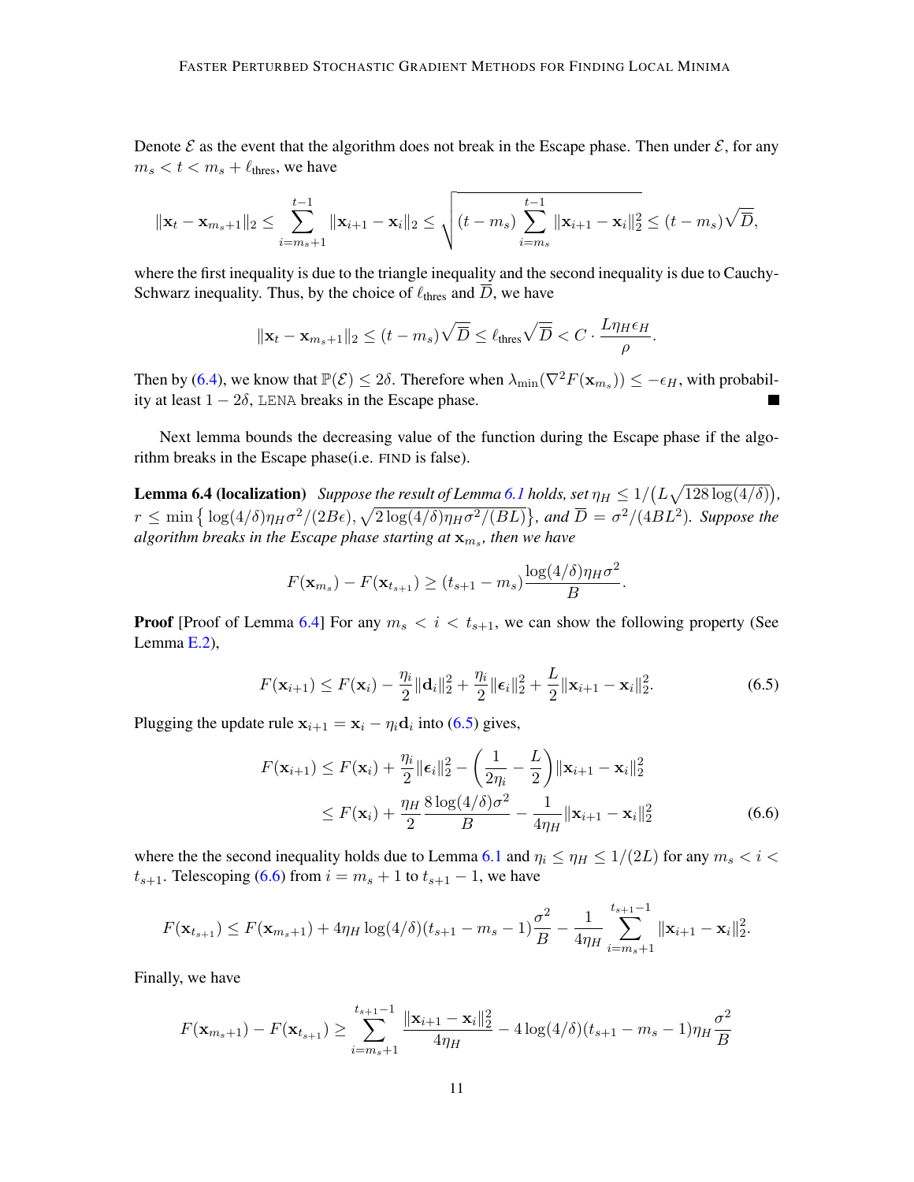Denote $\mathcal{E}$ as the event that the algorithm does not break in the Escape phase. Then under $\mathcal{E}$, for any $m_s < t < m_s + \ell_{\text{thres}}$, we have

$$\|\mathbf{x}_t - \mathbf{x}_{m_s+1}\|_2 \leq \sum_{i=m_s+1}^{t-1} \|\mathbf{x}_{i+1} - \mathbf{x}_i\|_2 \leq \sqrt{(t-m_s)\sum_{i=m_s}^{t-1} \|\mathbf{x}_{i+1} - \mathbf{x}_i\|_2^2} \leq (t-m_s)\sqrt{\overline{D}},$$

where the first inequality is due to the triangle inequality and the second inequality is due to Cauchy-Schwarz inequality. Thus, by the choice of $\ell_{\text{thres}}$ and $\overline{D}$, we have

$$\|\mathbf{x}_t - \mathbf{x}_{m_s+1}\|_2 \leq (t-m_s)\sqrt{\overline{D}} \leq \ell_{\text{thres}}\sqrt{\overline{D}} < C \cdot \frac{L\eta_H \epsilon_H}{\rho}.$$

Then by (6.4), we know that $\mathbb{P}(\mathcal{E}) \leq 2\delta$. Therefore when $\lambda_{\min}(\nabla^2 F(\mathbf{x}_{m_s})) \leq -\epsilon_H$, with probability at least $1-2\delta$, LENA breaks in the Escape phase. ■

Next lemma bounds the decreasing value of the function during the Escape phase if the algorithm breaks in the Escape phase(i.e. FIND is false).

**Lemma 6.4 (localization)** *Suppose the result of Lemma 6.1 holds, set $\eta_H \leq 1/\big(L\sqrt{128\log(4/\delta)}\big)$, $r \leq \min\big\{\log(4/\delta)\eta_H\sigma^2/(2B\epsilon), \sqrt{2\log(4/\delta)\eta_H\sigma^2/(BL)}\big\}$, and $\overline{D} = \sigma^2/(4BL^2)$. Suppose the algorithm breaks in the Escape phase starting at $\mathbf{x}_{m_s}$, then we have*

$$F(\mathbf{x}_{m_s}) - F(\mathbf{x}_{t_{s+1}}) \geq (t_{s+1} - m_s)\frac{\log(4/\delta)\eta_H\sigma^2}{B}.$$

**Proof** [Proof of Lemma 6.4] For any $m_s < i < t_{s+1}$, we can show the following property (See Lemma E.2),

$$F(\mathbf{x}_{i+1}) \leq F(\mathbf{x}_i) - \frac{\eta_i}{2}\|\mathbf{d}_i\|_2^2 + \frac{\eta_i}{2}\|\boldsymbol{\epsilon}_i\|_2^2 + \frac{L}{2}\|\mathbf{x}_{i+1} - \mathbf{x}_i\|_2^2. \tag{6.5}$$

Plugging the update rule $\mathbf{x}_{i+1} = \mathbf{x}_i - \eta_i\mathbf{d}_i$ into (6.5) gives,

$$\begin{aligned} F(\mathbf{x}_{i+1}) &\leq F(\mathbf{x}_i) + \frac{\eta_i}{2}\|\boldsymbol{\epsilon}_i\|_2^2 - \left(\frac{1}{2\eta_i} - \frac{L}{2}\right)\|\mathbf{x}_{i+1} - \mathbf{x}_i\|_2^2 \\ &\leq F(\mathbf{x}_i) + \frac{\eta_H}{2}\frac{8\log(4/\delta)\sigma^2}{B} - \frac{1}{4\eta_H}\|\mathbf{x}_{i+1} - \mathbf{x}_i\|_2^2 \end{aligned} \tag{6.6}$$

where the the second inequality holds due to Lemma 6.1 and $\eta_i \leq \eta_H \leq 1/(2L)$ for any $m_s < i < t_{s+1}$. Telescoping (6.6) from $i = m_s + 1$ to $t_{s+1} - 1$, we have

$$F(\mathbf{x}_{t_{s+1}}) \leq F(\mathbf{x}_{m_s+1}) + 4\eta_H\log(4/\delta)(t_{s+1} - m_s - 1)\frac{\sigma^2}{B} - \frac{1}{4\eta_H}\sum_{i=m_s+1}^{t_{s+1}-1}\|\mathbf{x}_{i+1} - \mathbf{x}_i\|_2^2.$$

Finally, we have

$$F(\mathbf{x}_{m_s+1}) - F(\mathbf{x}_{t_{s+1}}) \geq \sum_{i=m_s+1}^{t_{s+1}-1}\frac{\|\mathbf{x}_{i+1} - \mathbf{x}_i\|_2^2}{4\eta_H} - 4\log(4/\delta)(t_{s+1} - m_s - 1)\eta_H\frac{\sigma^2}{B}$$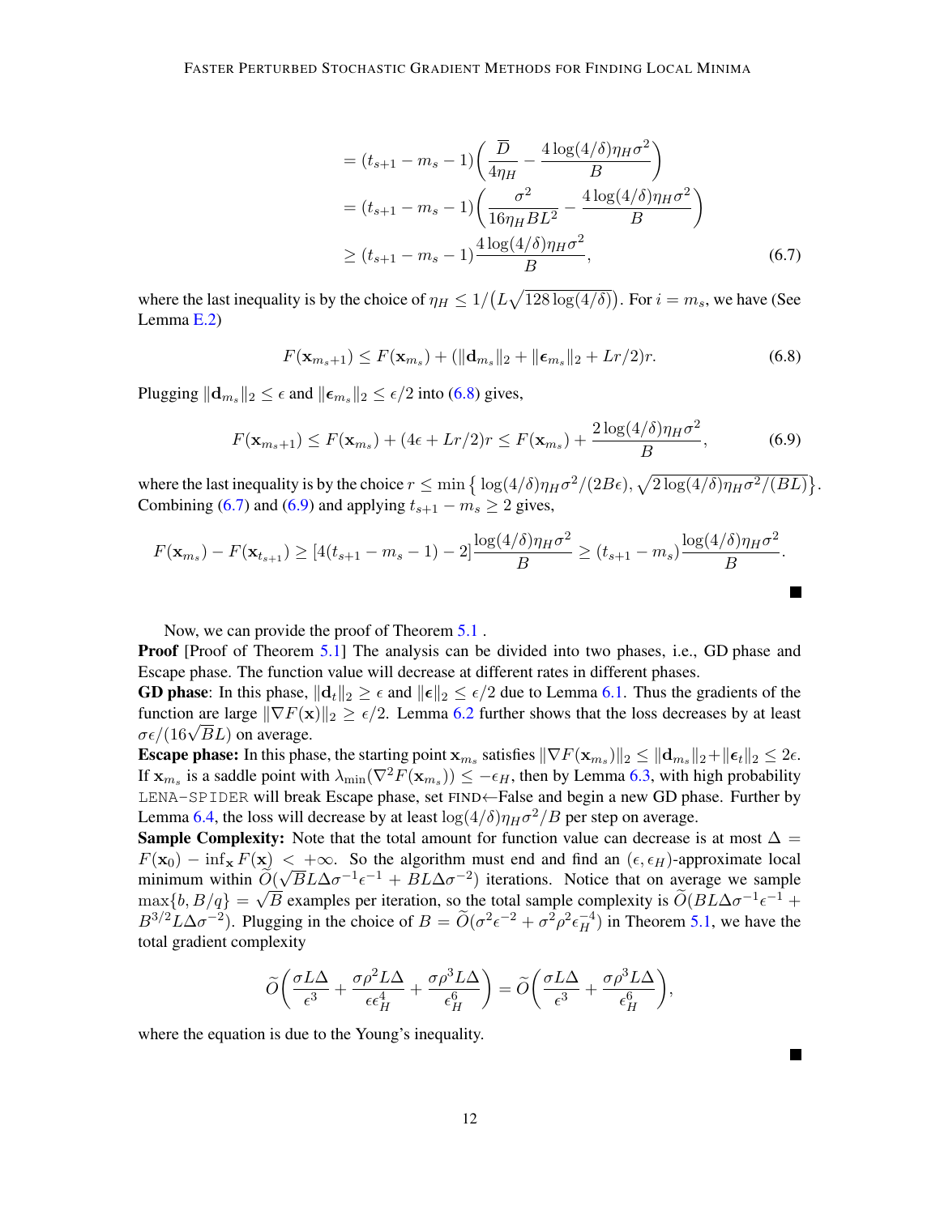$$
\begin{aligned}
&= (t_{s+1} - m_s - 1)\bigg(\frac{\overline{D}}{4\eta_H} - \frac{4\log(4/\delta)\eta_H\sigma^2}{B}\bigg) \\
&= (t_{s+1} - m_s - 1)\bigg(\frac{\sigma^2}{16\eta_H BL^2} - \frac{4\log(4/\delta)\eta_H\sigma^2}{B}\bigg) \\
&\geq (t_{s+1} - m_s - 1)\frac{4\log(4/\delta)\eta_H\sigma^2}{B},
\end{aligned} \tag{6.7}
$$

where the last inequality is by the choice of $\eta_H \leq 1/\big(L\sqrt{128\log(4/\delta)}\big)$. For $i = m_s$, we have (See Lemma E.2)

$$
F(\mathbf{x}_{m_s+1}) \leq F(\mathbf{x}_{m_s}) + (\|\mathbf{d}_{m_s}\|_2 + \|\boldsymbol{\epsilon}_{m_s}\|_2 + Lr/2)r. \tag{6.8}
$$

Plugging $\|\mathbf{d}_{m_s}\|_2 \leq \epsilon$ and $\|\boldsymbol{\epsilon}_{m_s}\|_2 \leq \epsilon/2$ into (6.8) gives,

$$
F(\mathbf{x}_{m_s+1}) \leq F(\mathbf{x}_{m_s}) + (4\epsilon + Lr/2)r \leq F(\mathbf{x}_{m_s}) + \frac{2\log(4/\delta)\eta_H\sigma^2}{B}, \tag{6.9}
$$

where the last inequality is by the choice $r \leq \min\big\{\log(4/\delta)\eta_H\sigma^2/(2B\epsilon), \sqrt{2\log(4/\delta)\eta_H\sigma^2/(BL)}\big\}$. Combining (6.7) and (6.9) and applying $t_{s+1} - m_s \geq 2$ gives,

$$
F(\mathbf{x}_{m_s}) - F(\mathbf{x}_{t_{s+1}}) \geq [4(t_{s+1} - m_s - 1) - 2]\frac{\log(4/\delta)\eta_H\sigma^2}{B} \geq (t_{s+1} - m_s)\frac{\log(4/\delta)\eta_H\sigma^2}{B}.
$$

■

Now, we can provide the proof of Theorem 5.1 .

**Proof** [Proof of Theorem 5.1] The analysis can be divided into two phases, i.e., GD phase and Escape phase. The function value will decrease at different rates in different phases.

**GD phase**: In this phase, $\|\mathbf{d}_t\|_2 \geq \epsilon$ and $\|\boldsymbol{\epsilon}\|_2 \leq \epsilon/2$ due to Lemma 6.1. Thus the gradients of the function are large $\|\nabla F(\mathbf{x})\|_2 \geq \epsilon/2$. Lemma 6.2 further shows that the loss decreases by at least $\sigma\epsilon/(16\sqrt{B}L)$ on average.

**Escape phase:** In this phase, the starting point $\mathbf{x}_{m_s}$ satisfies $\|\nabla F(\mathbf{x}_{m_s})\|_2 \leq \|\mathbf{d}_{m_s}\|_2 + \|\boldsymbol{\epsilon}_t\|_2 \leq 2\epsilon$. If $\mathbf{x}_{m_s}$ is a saddle point with $\lambda_{\min}(\nabla^2 F(\mathbf{x}_{m_s})) \leq -\epsilon_H$, then by Lemma 6.3, with high probability LENA-SPIDER will break Escape phase, set FIND←False and begin a new GD phase. Further by Lemma 6.4, the loss will decrease by at least $\log(4/\delta)\eta_H\sigma^2/B$ per step on average.

**Sample Complexity:** Note that the total amount for function value can decrease is at most $\Delta = F(\mathbf{x}_0) - \inf_{\mathbf{x}} F(\mathbf{x}) < +\infty$. So the algorithm must end and find an $(\epsilon, \epsilon_H)$-approximate local minimum within $\widetilde{O}(\sqrt{B}L\Delta\sigma^{-1}\epsilon^{-1} + BL\Delta\sigma^{-2})$ iterations. Notice that on average we sample $\max\{b, B/q\} = \sqrt{B}$ examples per iteration, so the total sample complexity is $\widetilde{O}(BL\Delta\sigma^{-1}\epsilon^{-1} + B^{3/2}L\Delta\sigma^{-2})$. Plugging in the choice of $B = \widetilde{O}(\sigma^2\epsilon^{-2} + \sigma^2\rho^2\epsilon_H^{-4})$ in Theorem 5.1, we have the total gradient complexity

$$
\widetilde{O}\bigg(\frac{\sigma L\Delta}{\epsilon^3} + \frac{\sigma\rho^2 L\Delta}{\epsilon\epsilon_H^4} + \frac{\sigma\rho^3 L\Delta}{\epsilon_H^6}\bigg) = \widetilde{O}\bigg(\frac{\sigma L\Delta}{\epsilon^3} + \frac{\sigma\rho^3 L\Delta}{\epsilon_H^6}\bigg),
$$

where the equation is due to the Young's inequality.

■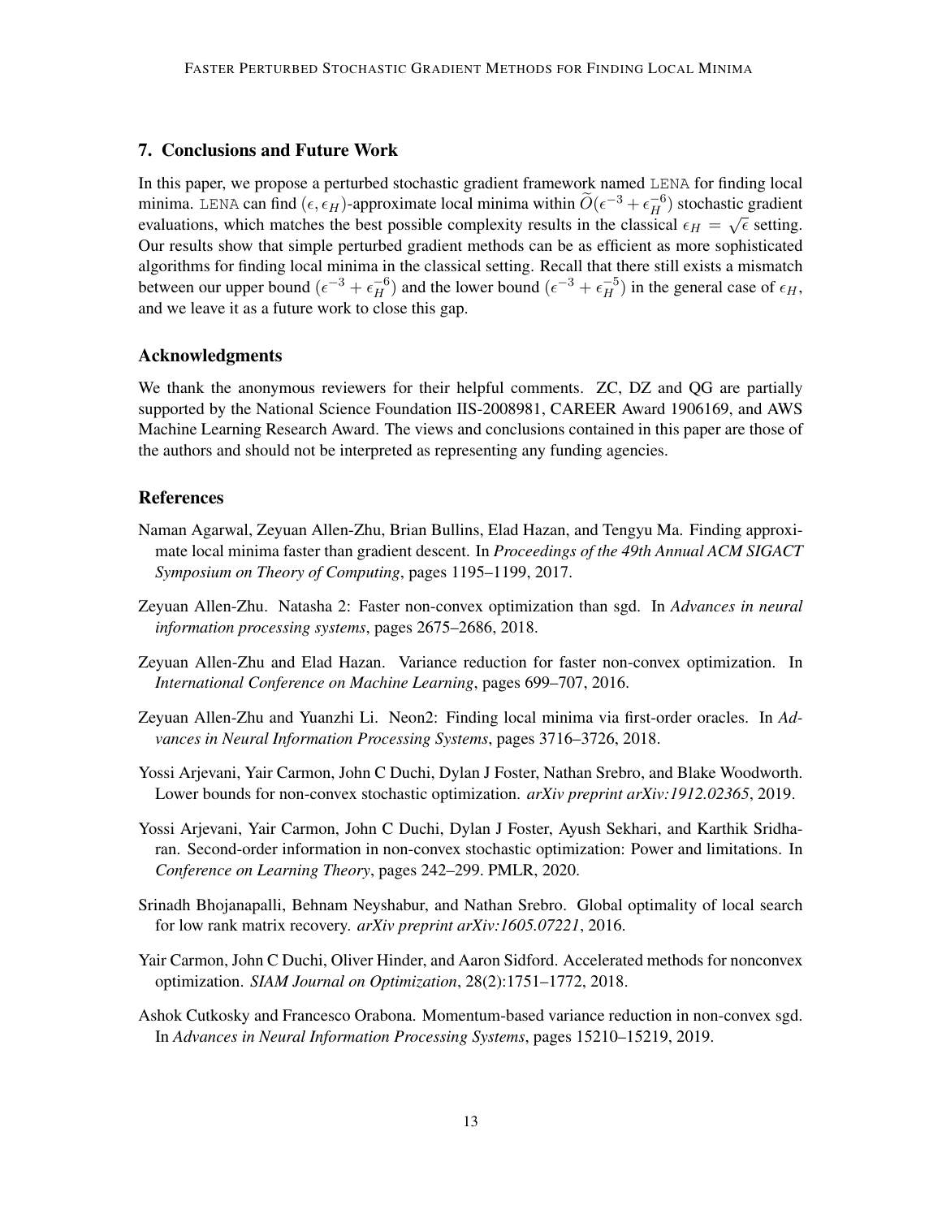## 7. Conclusions and Future Work

In this paper, we propose a perturbed stochastic gradient framework named LENA for finding local minima. LENA can find $(\epsilon, \epsilon_H)$-approximate local minima within $\widetilde{O}(\epsilon^{-3} + \epsilon_H^{-6})$ stochastic gradient evaluations, which matches the best possible complexity results in the classical $\epsilon_H = \sqrt{\epsilon}$ setting. Our results show that simple perturbed gradient methods can be as efficient as more sophisticated algorithms for finding local minima in the classical setting. Recall that there still exists a mismatch between our upper bound $(\epsilon^{-3} + \epsilon_H^{-6})$ and the lower bound $(\epsilon^{-3} + \epsilon_H^{-5})$ in the general case of $\epsilon_H$, and we leave it as a future work to close this gap.

### Acknowledgments

We thank the anonymous reviewers for their helpful comments. ZC, DZ and QG are partially supported by the National Science Foundation IIS-2008981, CAREER Award 1906169, and AWS Machine Learning Research Award. The views and conclusions contained in this paper are those of the authors and should not be interpreted as representing any funding agencies.

### References

Naman Agarwal, Zeyuan Allen-Zhu, Brian Bullins, Elad Hazan, and Tengyu Ma. Finding approximate local minima faster than gradient descent. In *Proceedings of the 49th Annual ACM SIGACT Symposium on Theory of Computing*, pages 1195–1199, 2017.

Zeyuan Allen-Zhu. Natasha 2: Faster non-convex optimization than sgd. In *Advances in neural information processing systems*, pages 2675–2686, 2018.

Zeyuan Allen-Zhu and Elad Hazan. Variance reduction for faster non-convex optimization. In *International Conference on Machine Learning*, pages 699–707, 2016.

Zeyuan Allen-Zhu and Yuanzhi Li. Neon2: Finding local minima via first-order oracles. In *Advances in Neural Information Processing Systems*, pages 3716–3726, 2018.

Yossi Arjevani, Yair Carmon, John C Duchi, Dylan J Foster, Nathan Srebro, and Blake Woodworth. Lower bounds for non-convex stochastic optimization. *arXiv preprint arXiv:1912.02365*, 2019.

Yossi Arjevani, Yair Carmon, John C Duchi, Dylan J Foster, Ayush Sekhari, and Karthik Sridharan. Second-order information in non-convex stochastic optimization: Power and limitations. In *Conference on Learning Theory*, pages 242–299. PMLR, 2020.

Srinadh Bhojanapalli, Behnam Neyshabur, and Nathan Srebro. Global optimality of local search for low rank matrix recovery. *arXiv preprint arXiv:1605.07221*, 2016.

Yair Carmon, John C Duchi, Oliver Hinder, and Aaron Sidford. Accelerated methods for nonconvex optimization. *SIAM Journal on Optimization*, 28(2):1751–1772, 2018.

Ashok Cutkosky and Francesco Orabona. Momentum-based variance reduction in non-convex sgd. In *Advances in Neural Information Processing Systems*, pages 15210–15219, 2019.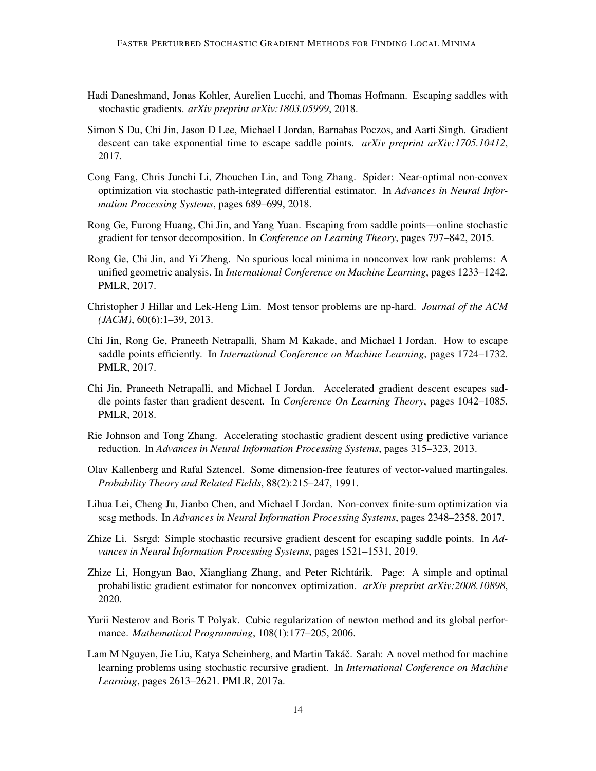Hadi Daneshmand, Jonas Kohler, Aurelien Lucchi, and Thomas Hofmann. Escaping saddles with stochastic gradients. *arXiv preprint arXiv:1803.05999*, 2018.

Simon S Du, Chi Jin, Jason D Lee, Michael I Jordan, Barnabas Poczos, and Aarti Singh. Gradient descent can take exponential time to escape saddle points. *arXiv preprint arXiv:1705.10412*, 2017.

Cong Fang, Chris Junchi Li, Zhouchen Lin, and Tong Zhang. Spider: Near-optimal non-convex optimization via stochastic path-integrated differential estimator. In *Advances in Neural Information Processing Systems*, pages 689–699, 2018.

Rong Ge, Furong Huang, Chi Jin, and Yang Yuan. Escaping from saddle points—online stochastic gradient for tensor decomposition. In *Conference on Learning Theory*, pages 797–842, 2015.

Rong Ge, Chi Jin, and Yi Zheng. No spurious local minima in nonconvex low rank problems: A unified geometric analysis. In *International Conference on Machine Learning*, pages 1233–1242. PMLR, 2017.

Christopher J Hillar and Lek-Heng Lim. Most tensor problems are np-hard. *Journal of the ACM (JACM)*, 60(6):1–39, 2013.

Chi Jin, Rong Ge, Praneeth Netrapalli, Sham M Kakade, and Michael I Jordan. How to escape saddle points efficiently. In *International Conference on Machine Learning*, pages 1724–1732. PMLR, 2017.

Chi Jin, Praneeth Netrapalli, and Michael I Jordan. Accelerated gradient descent escapes saddle points faster than gradient descent. In *Conference On Learning Theory*, pages 1042–1085. PMLR, 2018.

Rie Johnson and Tong Zhang. Accelerating stochastic gradient descent using predictive variance reduction. In *Advances in Neural Information Processing Systems*, pages 315–323, 2013.

Olav Kallenberg and Rafal Sztencel. Some dimension-free features of vector-valued martingales. *Probability Theory and Related Fields*, 88(2):215–247, 1991.

Lihua Lei, Cheng Ju, Jianbo Chen, and Michael I Jordan. Non-convex finite-sum optimization via scsg methods. In *Advances in Neural Information Processing Systems*, pages 2348–2358, 2017.

Zhize Li. Ssrgd: Simple stochastic recursive gradient descent for escaping saddle points. In *Advances in Neural Information Processing Systems*, pages 1521–1531, 2019.

Zhize Li, Hongyan Bao, Xiangliang Zhang, and Peter Richtárik. Page: A simple and optimal probabilistic gradient estimator for nonconvex optimization. *arXiv preprint arXiv:2008.10898*, 2020.

Yurii Nesterov and Boris T Polyak. Cubic regularization of newton method and its global performance. *Mathematical Programming*, 108(1):177–205, 2006.

Lam M Nguyen, Jie Liu, Katya Scheinberg, and Martin Takáč. Sarah: A novel method for machine learning problems using stochastic recursive gradient. In *International Conference on Machine Learning*, pages 2613–2621. PMLR, 2017a.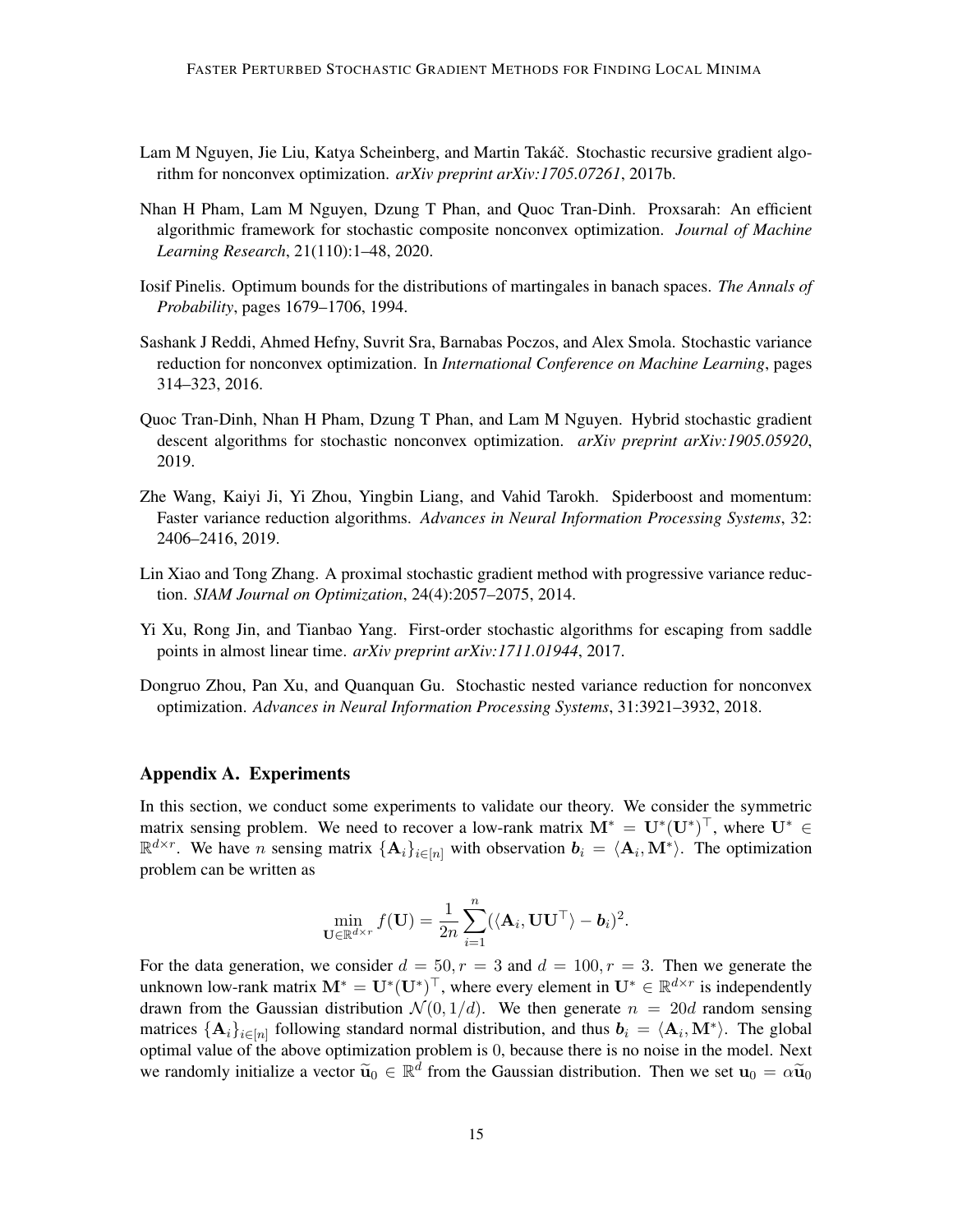Lam M Nguyen, Jie Liu, Katya Scheinberg, and Martin Takáč. Stochastic recursive gradient algorithm for nonconvex optimization. *arXiv preprint arXiv:1705.07261*, 2017b.

Nhan H Pham, Lam M Nguyen, Dzung T Phan, and Quoc Tran-Dinh. Proxsarah: An efficient algorithmic framework for stochastic composite nonconvex optimization. *Journal of Machine Learning Research*, 21(110):1–48, 2020.

Iosif Pinelis. Optimum bounds for the distributions of martingales in banach spaces. *The Annals of Probability*, pages 1679–1706, 1994.

Sashank J Reddi, Ahmed Hefny, Suvrit Sra, Barnabas Poczos, and Alex Smola. Stochastic variance reduction for nonconvex optimization. In *International Conference on Machine Learning*, pages 314–323, 2016.

Quoc Tran-Dinh, Nhan H Pham, Dzung T Phan, and Lam M Nguyen. Hybrid stochastic gradient descent algorithms for stochastic nonconvex optimization. *arXiv preprint arXiv:1905.05920*, 2019.

Zhe Wang, Kaiyi Ji, Yi Zhou, Yingbin Liang, and Vahid Tarokh. Spiderboost and momentum: Faster variance reduction algorithms. *Advances in Neural Information Processing Systems*, 32: 2406–2416, 2019.

Lin Xiao and Tong Zhang. A proximal stochastic gradient method with progressive variance reduction. *SIAM Journal on Optimization*, 24(4):2057–2075, 2014.

Yi Xu, Rong Jin, and Tianbao Yang. First-order stochastic algorithms for escaping from saddle points in almost linear time. *arXiv preprint arXiv:1711.01944*, 2017.

Dongruo Zhou, Pan Xu, and Quanquan Gu. Stochastic nested variance reduction for nonconvex optimization. *Advances in Neural Information Processing Systems*, 31:3921–3932, 2018.

## Appendix A. Experiments

In this section, we conduct some experiments to validate our theory. We consider the symmetric matrix sensing problem. We need to recover a low-rank matrix $\mathbf{M}^* = \mathbf{U}^*(\mathbf{U}^*)^\top$, where $\mathbf{U}^* \in \mathbb{R}^{d\times r}$. We have $n$ sensing matrix $\{\mathbf{A}_i\}_{i\in[n]}$ with observation $\boldsymbol{b}_i = \langle \mathbf{A}_i, \mathbf{M}^* \rangle$. The optimization problem can be written as

$$\min_{\mathbf{U}\in\mathbb{R}^{d\times r}} f(\mathbf{U}) = \frac{1}{2n}\sum_{i=1}^{n}(\langle \mathbf{A}_i, \mathbf{U}\mathbf{U}^\top \rangle - \boldsymbol{b}_i)^2.$$

For the data generation, we consider $d = 50, r = 3$ and $d = 100, r = 3$. Then we generate the unknown low-rank matrix $\mathbf{M}^* = \mathbf{U}^*(\mathbf{U}^*)^\top$, where every element in $\mathbf{U}^* \in \mathbb{R}^{d\times r}$ is independently drawn from the Gaussian distribution $\mathcal{N}(0, 1/d)$. We then generate $n = 20d$ random sensing matrices $\{\mathbf{A}_i\}_{i\in[n]}$ following standard normal distribution, and thus $\boldsymbol{b}_i = \langle \mathbf{A}_i, \mathbf{M}^* \rangle$. The global optimal value of the above optimization problem is 0, because there is no noise in the model. Next we randomly initialize a vector $\widetilde{\mathbf{u}}_0 \in \mathbb{R}^d$ from the Gaussian distribution. Then we set $\mathbf{u}_0 = \alpha\widetilde{\mathbf{u}}_0$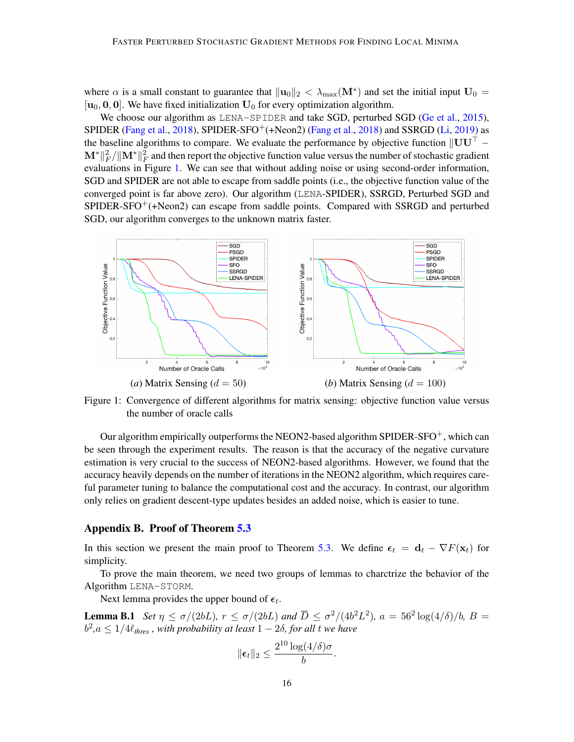where $\alpha$ is a small constant to guarantee that $\|\mathbf{u}_0\|_2 < \lambda_{\max}(\mathbf{M}^*)$ and set the initial input $\mathbf{U}_0 = [\mathbf{u}_0, \mathbf{0}, \mathbf{0}]$. We have fixed initialization $\mathbf{U}_0$ for every optimization algorithm.

We choose our algorithm as LENA-SPIDER and take SGD, perturbed SGD (Ge et al., 2015), SPIDER (Fang et al., 2018), SPIDER-SFO$^+$(+Neon2) (Fang et al., 2018) and SSRGD (Li, 2019) as the baseline algorithms to compare. We evaluate the performance by objective function $\|\mathbf{U}\mathbf{U}^\top - \mathbf{M}^*\|_F^2/\|\mathbf{M}^*\|_F^2$ and then report the objective function value versus the number of stochastic gradient evaluations in Figure 1. We can see that without adding noise or using second-order information, SGD and SPIDER are not able to escape from saddle points (i.e., the objective function value of the converged point is far above zero). Our algorithm (LENA-SPIDER), SSRGD, Perturbed SGD and SPIDER-SFO$^+$(+Neon2) can escape from saddle points. Compared with SSRGD and perturbed SGD, our algorithm converges to the unknown matrix faster.

(a) Matrix Sensing ($d = 50$)

(b) Matrix Sensing ($d = 100$)

Figure 1: Convergence of different algorithms for matrix sensing: objective function value versus the number of oracle calls

Our algorithm empirically outperforms the NEON2-based algorithm SPIDER-SFO$^+$, which can be seen through the experiment results. The reason is that the accuracy of the negative curvature estimation is very crucial to the success of NEON2-based algorithms. However, we found that the accuracy heavily depends on the number of iterations in the NEON2 algorithm, which requires careful parameter tuning to balance the computational cost and the accuracy. In contrast, our algorithm only relies on gradient descent-type updates besides an added noise, which is easier to tune.

## Appendix B. Proof of Theorem 5.3

In this section we present the main proof to Theorem 5.3. We define $\boldsymbol{\epsilon}_t = \mathbf{d}_t - \nabla F(\mathbf{x}_t)$ for simplicity.

To prove the main theorem, we need two groups of lemmas to charctrize the behavior of the Algorithm LENA-STORM.

Next lemma provides the upper bound of $\boldsymbol{\epsilon}_t$.

**Lemma B.1** *Set $\eta \leq \sigma/(2bL)$, $r \leq \sigma/(2bL)$ and $\overline{D} \leq \sigma^2/(4b^2L^2)$, $a = 56^2\log(4/\delta)/b$, $B = b^2$,$a \leq 1/4\ell_{thres}$ , with probability at least $1 - 2\delta$, for all $t$ we have*

$$\|\boldsymbol{\epsilon}_t\|_2 \leq \frac{2^{10}\log(4/\delta)\sigma}{b}.$$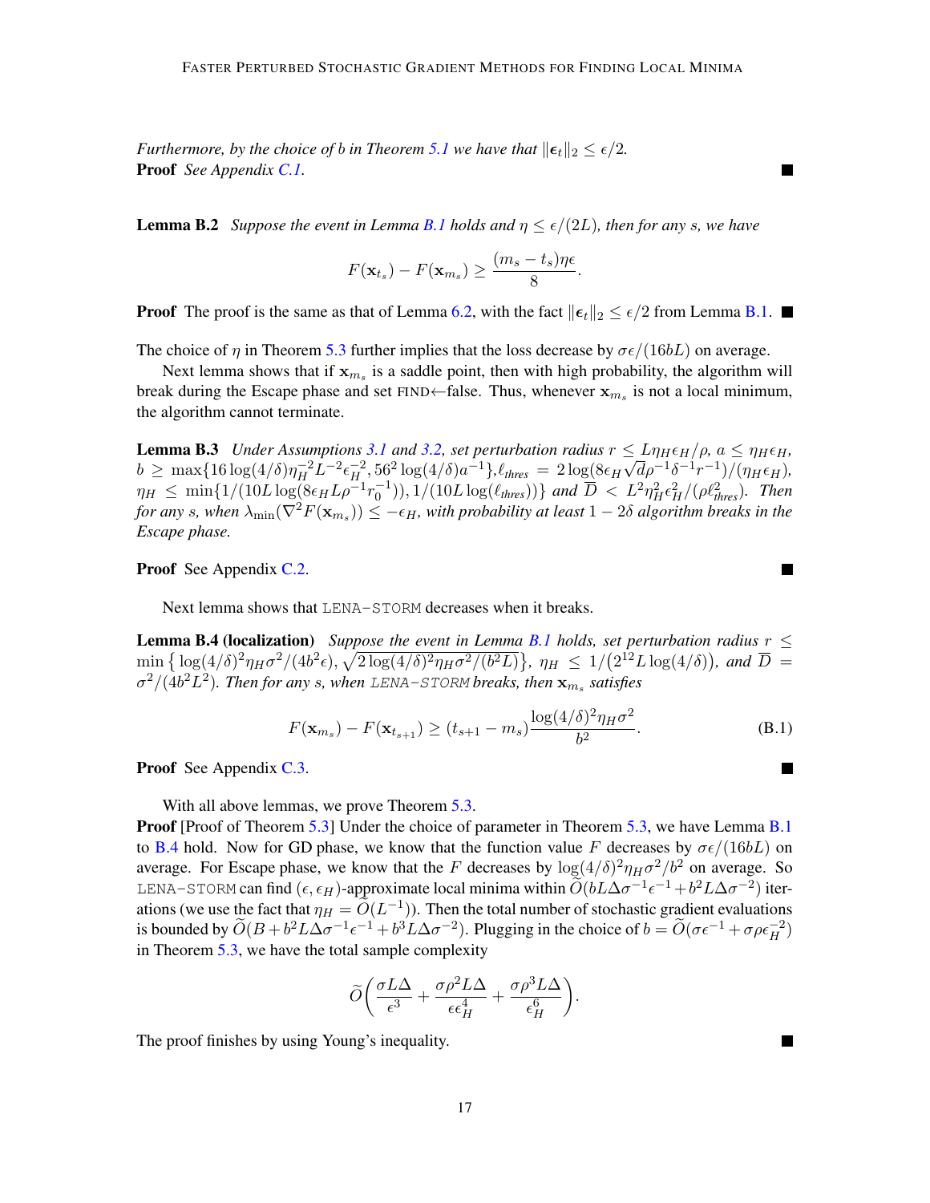*Furthermore, by the choice of* $b$ *in Theorem 5.1 we have that* $\|\boldsymbol{\epsilon}_t\|_2 \leq \epsilon/2$.

**Proof** *See Appendix C.1.* ∎

**Lemma B.2** *Suppose the event in Lemma B.1 holds and* $\eta \leq \epsilon/(2L)$*, then for any* $s$*, we have*

$$F(\mathbf{x}_{t_s}) - F(\mathbf{x}_{m_s}) \geq \frac{(m_s - t_s)\eta\epsilon}{8}.$$

**Proof** The proof is the same as that of Lemma 6.2, with the fact $\|\boldsymbol{\epsilon}_t\|_2 \leq \epsilon/2$ from Lemma B.1. ∎

The choice of $\eta$ in Theorem 5.3 further implies that the loss decrease by $\sigma\epsilon/(16bL)$ on average.

Next lemma shows that if $\mathbf{x}_{m_s}$ is a saddle point, then with high probability, the algorithm will break during the Escape phase and set FIND←false. Thus, whenever $\mathbf{x}_{m_s}$ is not a local minimum, the algorithm cannot terminate.

**Lemma B.3** *Under Assumptions 3.1 and 3.2, set perturbation radius* $r \leq L\eta_H\epsilon_H/\rho$, $a \leq \eta_H\epsilon_H$, $b \geq \max\{16\log(4/\delta)\eta_H^{-2}L^{-2}\epsilon_H^{-2}, 56^2\log(4/\delta)a^{-1}\}$, $\ell_{thres} = 2\log(8\epsilon_H\sqrt{d}\rho^{-1}\delta^{-1}r^{-1})/(\eta_H\epsilon_H)$, $\eta_H \leq \min\{1/(10L\log(8\epsilon_H L\rho^{-1}r_0^{-1})), 1/(10L\log(\ell_{thres}))\}$ *and* $\overline{D} < L^2\eta_H^2\epsilon_H^2/(\rho\ell_{thres}^2)$*. Then for any* $s$*, when* $\lambda_{\min}(\nabla^2 F(\mathbf{x}_{m_s})) \leq -\epsilon_H$*, with probability at least* $1-2\delta$ *algorithm breaks in the Escape phase.*

**Proof** See Appendix C.2. ∎

Next lemma shows that LENA-STORM decreases when it breaks.

**Lemma B.4 (localization)** *Suppose the event in Lemma B.1 holds, set perturbation radius* $r \leq \min\big\{\log(4/\delta)^2\eta_H\sigma^2/(4b^2\epsilon), \sqrt{2\log(4/\delta)^2\eta_H\sigma^2/(b^2L)}\big\}$, $\eta_H \leq 1/\big(2^{12}L\log(4/\delta)\big)$*, and* $\overline{D} = \sigma^2/(4b^2L^2)$*. Then for any* $s$*, when LENA-STORM breaks, then* $\mathbf{x}_{m_s}$ *satisfies*

$$F(\mathbf{x}_{m_s}) - F(\mathbf{x}_{t_{s+1}}) \geq (t_{s+1} - m_s)\frac{\log(4/\delta)^2\eta_H\sigma^2}{b^2}. \tag{B.1}$$

**Proof** See Appendix C.3. ∎

With all above lemmas, we prove Theorem 5.3.

**Proof** [Proof of Theorem 5.3] Under the choice of parameter in Theorem 5.3, we have Lemma B.1 to B.4 hold. Now for GD phase, we know that the function value $F$ decreases by $\sigma\epsilon/(16bL)$ on average. For Escape phase, we know that the $F$ decreases by $\log(4/\delta)^2\eta_H\sigma^2/b^2$ on average. So LENA-STORM can find $(\epsilon, \epsilon_H)$-approximate local minima within $\widetilde{O}(bL\Delta\sigma^{-1}\epsilon^{-1} + b^2L\Delta\sigma^{-2})$ iterations (we use the fact that $\eta_H = \widetilde{O}(L^{-1})$). Then the total number of stochastic gradient evaluations is bounded by $\widetilde{O}(B + b^2L\Delta\sigma^{-1}\epsilon^{-1} + b^3L\Delta\sigma^{-2})$. Plugging in the choice of $b = \widetilde{O}(\sigma\epsilon^{-1} + \sigma\rho\epsilon_H^{-2})$ in Theorem 5.3, we have the total sample complexity

$$\widetilde{O}\bigg(\frac{\sigma L\Delta}{\epsilon^3} + \frac{\sigma\rho^2 L\Delta}{\epsilon\epsilon_H^4} + \frac{\sigma\rho^3 L\Delta}{\epsilon_H^6}\bigg).$$

The proof finishes by using Young's inequality. ∎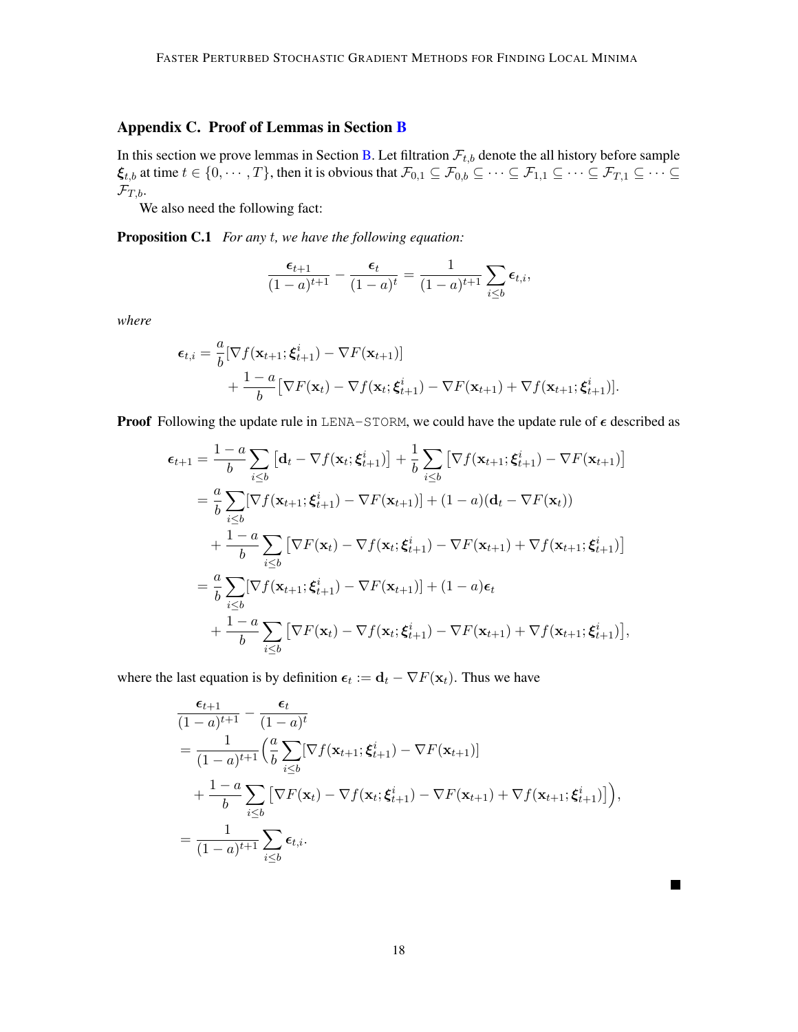## Appendix C. Proof of Lemmas in Section B

In this section we prove lemmas in Section B. Let filtration $\mathcal{F}_{t,b}$ denote the all history before sample $\boldsymbol{\xi}_{t,b}$ at time $t \in \{0, \cdots, T\}$, then it is obvious that $\mathcal{F}_{0,1} \subseteq \mathcal{F}_{0,b} \subseteq \cdots \subseteq \mathcal{F}_{1,1} \subseteq \cdots \subseteq \mathcal{F}_{T,1} \subseteq \cdots \subseteq \mathcal{F}_{T,b}$.

We also need the following fact:

**Proposition C.1** *For any $t$, we have the following equation:*

$$\frac{\boldsymbol{\epsilon}_{t+1}}{(1-a)^{t+1}} - \frac{\boldsymbol{\epsilon}_t}{(1-a)^t} = \frac{1}{(1-a)^{t+1}} \sum_{i \leq b} \boldsymbol{\epsilon}_{t,i},$$

*where*

$$\begin{aligned}
\boldsymbol{\epsilon}_{t,i} = &\frac{a}{b}[\nabla f(\mathbf{x}_{t+1}; \boldsymbol{\xi}_{t+1}^i) - \nabla F(\mathbf{x}_{t+1})] \\
&+ \frac{1-a}{b}\big[\nabla F(\mathbf{x}_t) - \nabla f(\mathbf{x}_t; \boldsymbol{\xi}_{t+1}^i) - \nabla F(\mathbf{x}_{t+1}) + \nabla f(\mathbf{x}_{t+1}; \boldsymbol{\xi}_{t+1}^i)\big].
\end{aligned}$$

**Proof** Following the update rule in `LENA-STORM`, we could have the update rule of $\boldsymbol{\epsilon}$ described as

$$\begin{aligned}
\boldsymbol{\epsilon}_{t+1} &= \frac{1-a}{b}\sum_{i \leq b}\big[\mathbf{d}_t - \nabla f(\mathbf{x}_t; \boldsymbol{\xi}_{t+1}^i)\big] + \frac{1}{b}\sum_{i \leq b}\big[\nabla f(\mathbf{x}_{t+1}; \boldsymbol{\xi}_{t+1}^i) - \nabla F(\mathbf{x}_{t+1})\big] \\
&= \frac{a}{b}\sum_{i \leq b}[\nabla f(\mathbf{x}_{t+1}; \boldsymbol{\xi}_{t+1}^i) - \nabla F(\mathbf{x}_{t+1})] + (1-a)(\mathbf{d}_t - \nabla F(\mathbf{x}_t)) \\
&\quad + \frac{1-a}{b}\sum_{i \leq b}\big[\nabla F(\mathbf{x}_t) - \nabla f(\mathbf{x}_t; \boldsymbol{\xi}_{t+1}^i) - \nabla F(\mathbf{x}_{t+1}) + \nabla f(\mathbf{x}_{t+1}; \boldsymbol{\xi}_{t+1}^i)\big] \\
&= \frac{a}{b}\sum_{i \leq b}[\nabla f(\mathbf{x}_{t+1}; \boldsymbol{\xi}_{t+1}^i) - \nabla F(\mathbf{x}_{t+1})] + (1-a)\boldsymbol{\epsilon}_t \\
&\quad + \frac{1-a}{b}\sum_{i \leq b}\big[\nabla F(\mathbf{x}_t) - \nabla f(\mathbf{x}_t; \boldsymbol{\xi}_{t+1}^i) - \nabla F(\mathbf{x}_{t+1}) + \nabla f(\mathbf{x}_{t+1}; \boldsymbol{\xi}_{t+1}^i)\big],
\end{aligned}$$

where the last equation is by definition $\boldsymbol{\epsilon}_t := \mathbf{d}_t - \nabla F(\mathbf{x}_t)$. Thus we have

$$\begin{aligned}
&\frac{\boldsymbol{\epsilon}_{t+1}}{(1-a)^{t+1}} - \frac{\boldsymbol{\epsilon}_t}{(1-a)^t} \\
&= \frac{1}{(1-a)^{t+1}}\Big(\frac{a}{b}\sum_{i \leq b}[\nabla f(\mathbf{x}_{t+1}; \boldsymbol{\xi}_{t+1}^i) - \nabla F(\mathbf{x}_{t+1})] \\
&\quad + \frac{1-a}{b}\sum_{i \leq b}\big[\nabla F(\mathbf{x}_t) - \nabla f(\mathbf{x}_t; \boldsymbol{\xi}_{t+1}^i) - \nabla F(\mathbf{x}_{t+1}) + \nabla f(\mathbf{x}_{t+1}; \boldsymbol{\xi}_{t+1}^i)\big]\Big), \\
&= \frac{1}{(1-a)^{t+1}}\sum_{i \leq b}\boldsymbol{\epsilon}_{t,i}.
\end{aligned}$$

■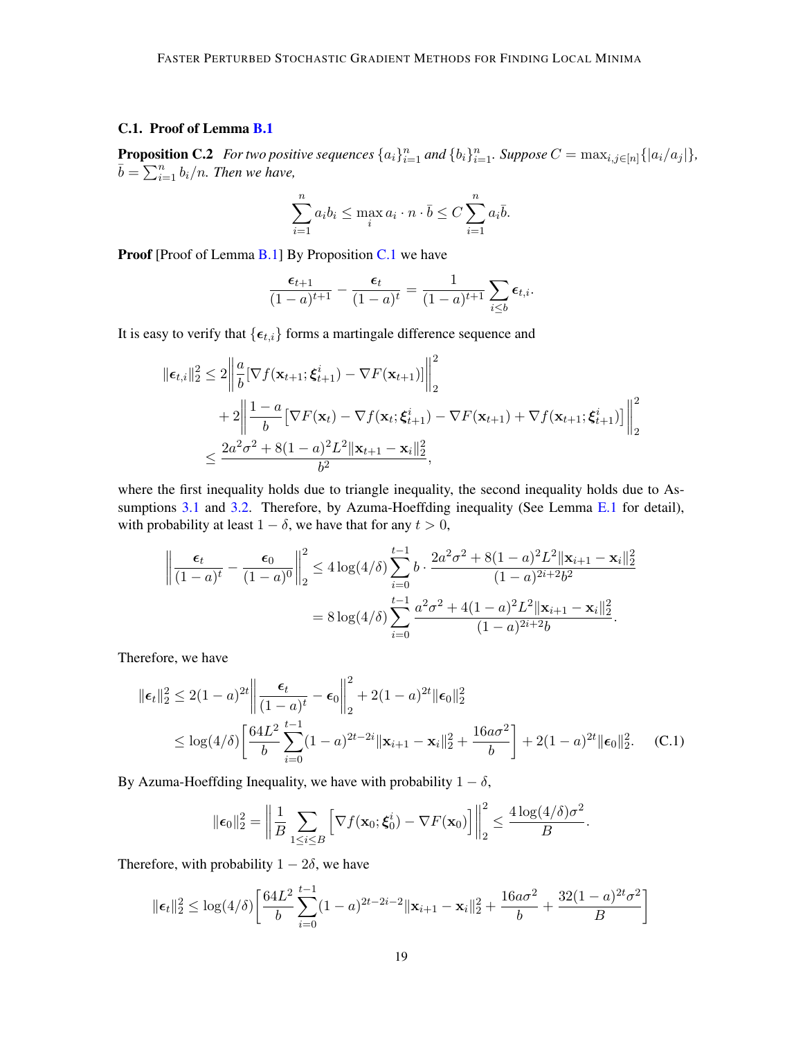### C.1. Proof of Lemma B.1

**Proposition C.2** *For two positive sequences $\{a_i\}_{i=1}^n$ and $\{b_i\}_{i=1}^n$. Suppose $C = \max_{i,j\in[n]}\{|a_i/a_j|\}$, $\bar{b} = \sum_{i=1}^n b_i/n$. Then we have,*

$$
\sum_{i=1}^n a_i b_i \le \max_i a_i \cdot n \cdot \bar{b} \le C \sum_{i=1}^n a_i \bar{b}.
$$

**Proof** [Proof of Lemma B.1] By Proposition C.1 we have

$$
\frac{\boldsymbol{\epsilon}_{t+1}}{(1-a)^{t+1}} - \frac{\boldsymbol{\epsilon}_t}{(1-a)^t} = \frac{1}{(1-a)^{t+1}} \sum_{i\le b} \boldsymbol{\epsilon}_{t,i}.
$$

It is easy to verify that $\{\boldsymbol{\epsilon}_{t,i}\}$ forms a martingale difference sequence and

$$
\begin{aligned}
\|\boldsymbol{\epsilon}_{t,i}\|_2^2 &\le 2\bigg\|\frac{a}{b}[\nabla f(\mathbf{x}_{t+1}; \boldsymbol{\xi}_{t+1}^i) - \nabla F(\mathbf{x}_{t+1})]\bigg\|_2^2 \\
&\quad + 2\bigg\|\frac{1-a}{b}\big[\nabla F(\mathbf{x}_t) - \nabla f(\mathbf{x}_t; \boldsymbol{\xi}_{t+1}^i) - \nabla F(\mathbf{x}_{t+1}) + \nabla f(\mathbf{x}_{t+1}; \boldsymbol{\xi}_{t+1}^i)\big]\bigg\|_2^2 \\
&\le \frac{2a^2\sigma^2 + 8(1-a)^2L^2\|\mathbf{x}_{t+1} - \mathbf{x}_i\|_2^2}{b^2},
\end{aligned}
$$

where the first inequality holds due to triangle inequality, the second inequality holds due to Assumptions 3.1 and 3.2. Therefore, by Azuma-Hoeffding inequality (See Lemma E.1 for detail), with probability at least $1-\delta$, we have that for any $t > 0$,

$$
\begin{aligned}
\bigg\|\frac{\boldsymbol{\epsilon}_t}{(1-a)^t} - \frac{\boldsymbol{\epsilon}_0}{(1-a)^0}\bigg\|_2^2 &\le 4\log(4/\delta) \sum_{i=0}^{t-1} b \cdot \frac{2a^2\sigma^2 + 8(1-a)^2L^2\|\mathbf{x}_{i+1} - \mathbf{x}_i\|_2^2}{(1-a)^{2i+2}b^2} \\
&= 8\log(4/\delta) \sum_{i=0}^{t-1} \frac{a^2\sigma^2 + 4(1-a)^2L^2\|\mathbf{x}_{i+1} - \mathbf{x}_i\|_2^2}{(1-a)^{2i+2}b}.
\end{aligned}
$$

Therefore, we have

$$
\begin{aligned}
\|\boldsymbol{\epsilon}_t\|_2^2 &\le 2(1-a)^{2t}\bigg\|\frac{\boldsymbol{\epsilon}_t}{(1-a)^t} - \boldsymbol{\epsilon}_0\bigg\|_2^2 + 2(1-a)^{2t}\|\boldsymbol{\epsilon}_0\|_2^2 \\
&\le \log(4/\delta)\bigg[\frac{64L^2}{b}\sum_{i=0}^{t-1}(1-a)^{2t-2i}\|\mathbf{x}_{i+1} - \mathbf{x}_i\|_2^2 + \frac{16a\sigma^2}{b}\bigg] + 2(1-a)^{2t}\|\boldsymbol{\epsilon}_0\|_2^2. \qquad \text{(C.1)}
\end{aligned}
$$

By Azuma-Hoeffding Inequality, we have with probability $1-\delta$,

$$
\|\boldsymbol{\epsilon}_0\|_2^2 = \bigg\|\frac{1}{B}\sum_{1\le i\le B}\Big[\nabla f(\mathbf{x}_0; \boldsymbol{\xi}_0^i) - \nabla F(\mathbf{x}_0)\Big]\bigg\|_2^2 \le \frac{4\log(4/\delta)\sigma^2}{B}.
$$

Therefore, with probability $1-2\delta$, we have

$$
\|\boldsymbol{\epsilon}_t\|_2^2 \le \log(4/\delta)\bigg[\frac{64L^2}{b}\sum_{i=0}^{t-1}(1-a)^{2t-2i-2}\|\mathbf{x}_{i+1} - \mathbf{x}_i\|_2^2 + \frac{16a\sigma^2}{b} + \frac{32(1-a)^{2t}\sigma^2}{B}\bigg]
$$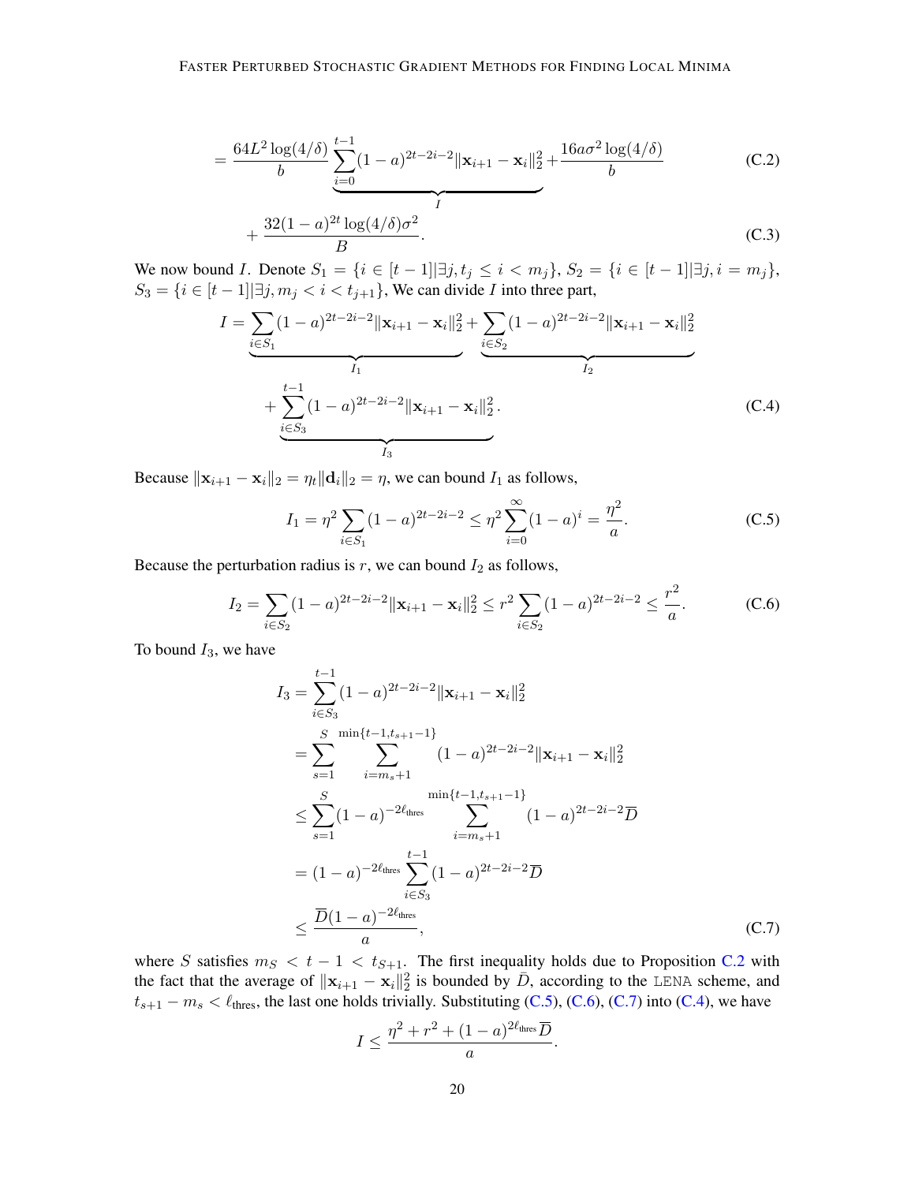$$= \frac{64L^2 \log(4/\delta)}{b} \underbrace{\sum_{i=0}^{t-1} (1-a)^{2t-2i-2} \|\mathbf{x}_{i+1} - \mathbf{x}_i\|_2^2}_{I} + \frac{16a\sigma^2 \log(4/\delta)}{b} \tag{C.2}$$

$$+ \frac{32(1-a)^{2t} \log(4/\delta)\sigma^2}{B}. \tag{C.3}$$

We now bound $I$. Denote $S_1 = \{i \in [t-1] | \exists j, t_j \le i < m_j\}$, $S_2 = \{i \in [t-1] | \exists j, i = m_j\}$, $S_3 = \{i \in [t-1] | \exists j, m_j < i < t_{j+1}\}$, We can divide $I$ into three part,

$$I = \underbrace{\sum_{i \in S_1} (1-a)^{2t-2i-2} \|\mathbf{x}_{i+1} - \mathbf{x}_i\|_2^2}_{I_1} + \underbrace{\sum_{i \in S_2} (1-a)^{2t-2i-2} \|\mathbf{x}_{i+1} - \mathbf{x}_i\|_2^2}_{I_2}$$
$$+ \underbrace{\sum_{i \in S_3}^{t-1} (1-a)^{2t-2i-2} \|\mathbf{x}_{i+1} - \mathbf{x}_i\|_2^2}_{I_3}. \tag{C.4}$$

Because $\|\mathbf{x}_{i+1} - \mathbf{x}_i\|_2 = \eta_t \|\mathbf{d}_i\|_2 = \eta$, we can bound $I_1$ as follows,

$$I_1 = \eta^2 \sum_{i \in S_1} (1-a)^{2t-2i-2} \le \eta^2 \sum_{i=0}^{\infty} (1-a)^i = \frac{\eta^2}{a}. \tag{C.5}$$

Because the perturbation radius is $r$, we can bound $I_2$ as follows,

$$I_2 = \sum_{i \in S_2} (1-a)^{2t-2i-2} \|\mathbf{x}_{i+1} - \mathbf{x}_i\|_2^2 \le r^2 \sum_{i \in S_2} (1-a)^{2t-2i-2} \le \frac{r^2}{a}. \tag{C.6}$$

To bound $I_3$, we have

$$\begin{aligned}
I_3 &= \sum_{i \in S_3}^{t-1} (1-a)^{2t-2i-2} \|\mathbf{x}_{i+1} - \mathbf{x}_i\|_2^2 \\
&= \sum_{s=1}^{S} \sum_{i=m_s+1}^{\min\{t-1, t_{s+1}-1\}} (1-a)^{2t-2i-2} \|\mathbf{x}_{i+1} - \mathbf{x}_i\|_2^2 \\
&\le \sum_{s=1}^{S} (1-a)^{-2\ell_{\text{thres}}} \sum_{i=m_s+1}^{\min\{t-1, t_{s+1}-1\}} (1-a)^{2t-2i-2} \overline{D} \\
&= (1-a)^{-2\ell_{\text{thres}}} \sum_{i \in S_3}^{t-1} (1-a)^{2t-2i-2} \overline{D} \\
&\le \frac{\overline{D}(1-a)^{-2\ell_{\text{thres}}}}{a},
\end{aligned} \tag{C.7}$$

where $S$ satisfies $m_S < t-1 < t_{S+1}$. The first inequality holds due to Proposition C.2 with the fact that the average of $\|\mathbf{x}_{i+1} - \mathbf{x}_i\|_2^2$ is bounded by $\bar{D}$, according to the LENA scheme, and $t_{s+1} - m_s < \ell_{\text{thres}}$, the last one holds trivially. Substituting (C.5), (C.6), (C.7) into (C.4), we have

$$I \le \frac{\eta^2 + r^2 + (1-a)^{2\ell_{\text{thres}}} \overline{D}}{a}.$$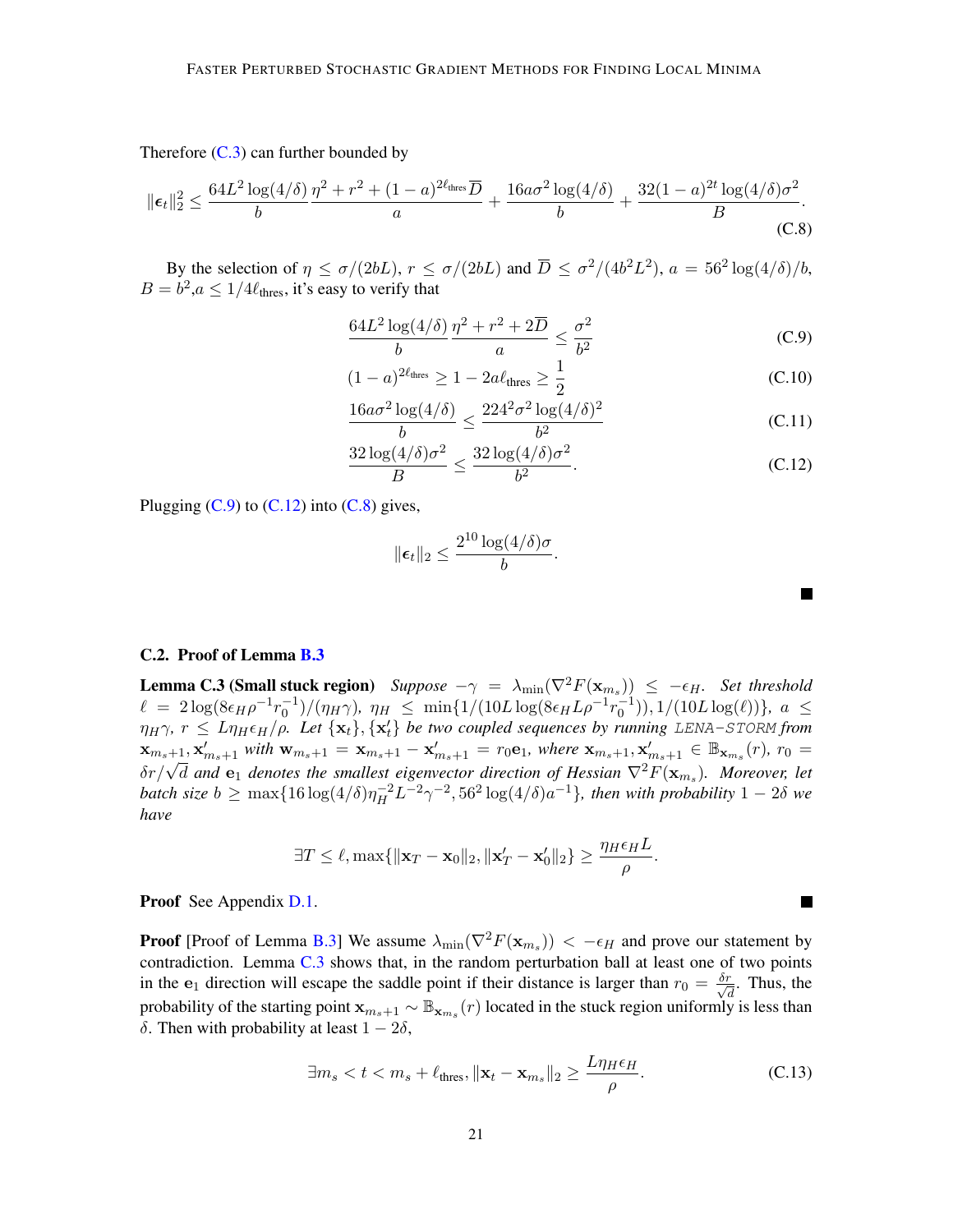Therefore (C.3) can further bounded by

$$\|\boldsymbol{\epsilon}_t\|_2^2 \leq \frac{64L^2 \log(4/\delta)}{b} \frac{\eta^2 + r^2 + (1-a)^{2\ell_{\text{thres}}} \overline{D}}{a} + \frac{16a\sigma^2 \log(4/\delta)}{b} + \frac{32(1-a)^{2t} \log(4/\delta)\sigma^2}{B}. \tag{C.8}$$

By the selection of $\eta \leq \sigma/(2bL)$, $r \leq \sigma/(2bL)$ and $\overline{D} \leq \sigma^2/(4b^2L^2)$, $a = 56^2 \log(4/\delta)/b$, $B = b^2$, $a \leq 1/4\ell_{\text{thres}}$, it's easy to verify that

$$\frac{64L^2 \log(4/\delta)}{b} \frac{\eta^2 + r^2 + 2\overline{D}}{a} \leq \frac{\sigma^2}{b^2} \tag{C.9}$$

$$(1-a)^{2\ell_{\text{thres}}} \geq 1 - 2a\ell_{\text{thres}} \geq \frac{1}{2} \tag{C.10}$$

$$\frac{16a\sigma^2 \log(4/\delta)}{b} \leq \frac{224^2 \sigma^2 \log(4/\delta)^2}{b^2} \tag{C.11}$$

$$\frac{32\log(4/\delta)\sigma^2}{B} \leq \frac{32\log(4/\delta)\sigma^2}{b^2}. \tag{C.12}$$

Plugging (C.9) to (C.12) into (C.8) gives,

$$\|\boldsymbol{\epsilon}_t\|_2 \leq \frac{2^{10}\log(4/\delta)\sigma}{b}.$$

■

## C.2. Proof of Lemma B.3

**Lemma C.3 (Small stuck region)** *Suppose $-\gamma = \lambda_{\min}(\nabla^2 F(\mathbf{x}_{m_s})) \leq -\epsilon_H$. Set threshold $\ell = 2\log(8\epsilon_H \rho^{-1} r_0^{-1})/(\eta_H \gamma)$, $\eta_H \leq \min\{1/(10L\log(8\epsilon_H L \rho^{-1} r_0^{-1})), 1/(10L\log(\ell))\}$, $a \leq \eta_H \gamma$, $r \leq L\eta_H\epsilon_H/\rho$. Let $\{\mathbf{x}_t\}, \{\mathbf{x}'_t\}$ be two coupled sequences by running* `LENA-STORM` *from $\mathbf{x}_{m_s+1}, \mathbf{x}'_{m_s+1}$ with $\mathbf{w}_{m_s+1} = \mathbf{x}_{m_s+1} - \mathbf{x}'_{m_s+1} = r_0 \mathbf{e}_1$, where $\mathbf{x}_{m_s+1}, \mathbf{x}'_{m_s+1} \in \mathbb{B}_{\mathbf{x}_{m_s}}(r)$, $r_0 = \delta r/\sqrt{d}$ and $\mathbf{e}_1$ denotes the smallest eigenvector direction of Hessian $\nabla^2 F(\mathbf{x}_{m_s})$. Moreover, let batch size $b \geq \max\{16\log(4/\delta)\eta_H^{-2}L^{-2}\gamma^{-2}, 56^2\log(4/\delta)a^{-1}\}$, then with probability $1-2\delta$ we have*

$$\exists T \leq \ell, \max\{\|\mathbf{x}_T - \mathbf{x}_0\|_2, \|\mathbf{x}'_T - \mathbf{x}'_0\|_2\} \geq \frac{\eta_H \epsilon_H L}{\rho}.$$

**Proof** See Appendix D.1. ■

**Proof** [Proof of Lemma B.3] We assume $\lambda_{\min}(\nabla^2 F(\mathbf{x}_{m_s})) < -\epsilon_H$ and prove our statement by contradiction. Lemma C.3 shows that, in the random perturbation ball at least one of two points in the $\mathbf{e}_1$ direction will escape the saddle point if their distance is larger than $r_0 = \frac{\delta r}{\sqrt{d}}$. Thus, the probability of the starting point $\mathbf{x}_{m_s+1} \sim \mathbb{B}_{\mathbf{x}_{m_s}}(r)$ located in the stuck region uniformly is less than $\delta$. Then with probability at least $1-2\delta$,

$$\exists m_s < t < m_s + \ell_{\text{thres}}, \|\mathbf{x}_t - \mathbf{x}_{m_s}\|_2 \geq \frac{L\eta_H\epsilon_H}{\rho}. \tag{C.13}$$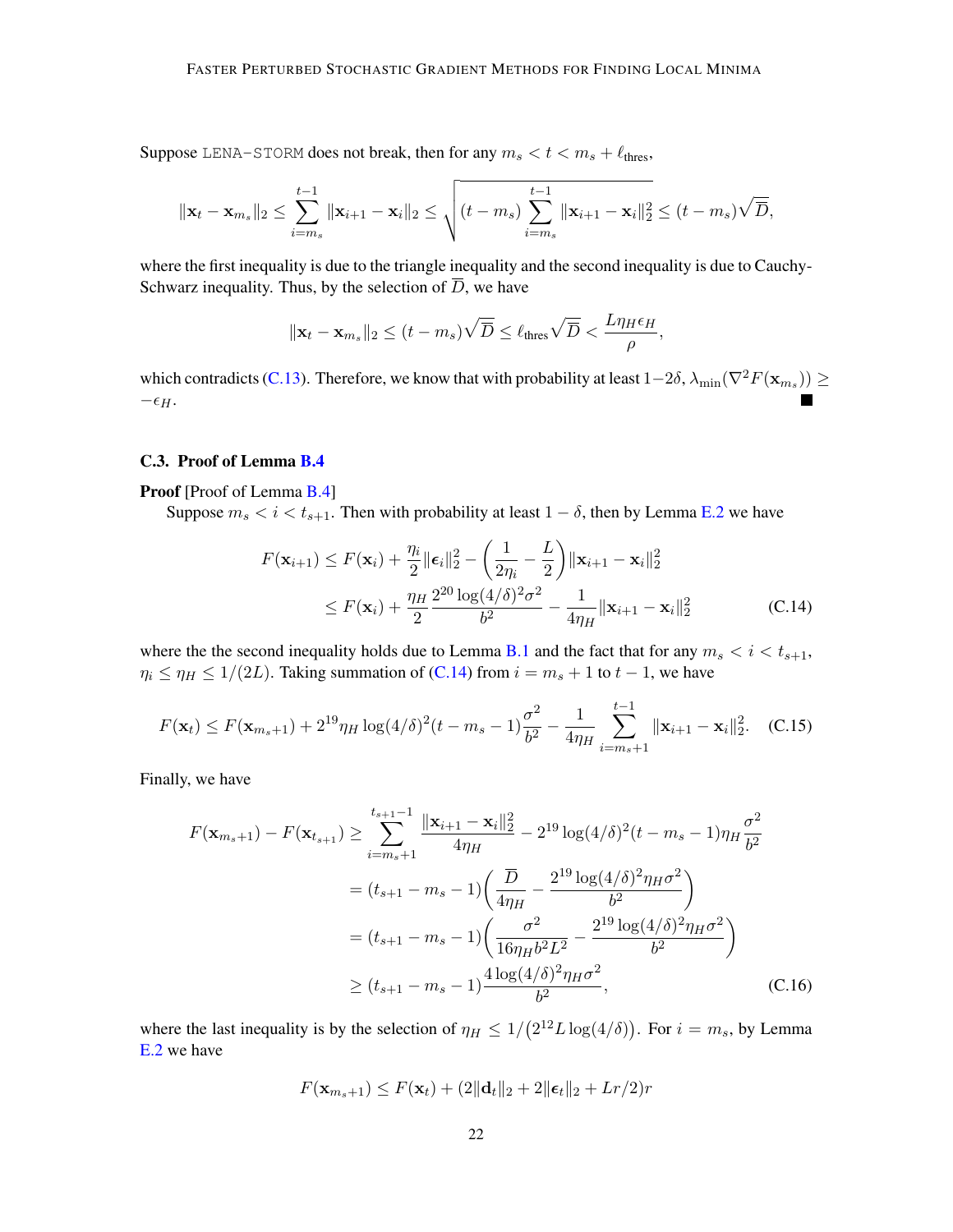Suppose `LENA-STORM` does not break, then for any $m_s < t < m_s + \ell_{\text{thres}}$,

$$\|\mathbf{x}_t - \mathbf{x}_{m_s}\|_2 \leq \sum_{i=m_s}^{t-1} \|\mathbf{x}_{i+1} - \mathbf{x}_i\|_2 \leq \sqrt{(t - m_s) \sum_{i=m_s}^{t-1} \|\mathbf{x}_{i+1} - \mathbf{x}_i\|_2^2} \leq (t - m_s)\sqrt{\overline{D}},$$

where the first inequality is due to the triangle inequality and the second inequality is due to Cauchy-Schwarz inequality. Thus, by the selection of $\overline{D}$, we have

$$\|\mathbf{x}_t - \mathbf{x}_{m_s}\|_2 \leq (t - m_s)\sqrt{\overline{D}} \leq \ell_{\text{thres}}\sqrt{\overline{D}} < \frac{L\eta_H \epsilon_H}{\rho},$$

which contradicts (C.13). Therefore, we know that with probability at least $1-2\delta$, $\lambda_{\min}(\nabla^2 F(\mathbf{x}_{m_s})) \geq -\epsilon_H$. ∎

### C.3. Proof of Lemma B.4

**Proof** [Proof of Lemma B.4]

Suppose $m_s < i < t_{s+1}$. Then with probability at least $1 - \delta$, then by Lemma E.2 we have

$$\begin{aligned} F(\mathbf{x}_{i+1}) &\leq F(\mathbf{x}_i) + \frac{\eta_i}{2}\|\boldsymbol{\epsilon}_i\|_2^2 - \left(\frac{1}{2\eta_i} - \frac{L}{2}\right)\|\mathbf{x}_{i+1} - \mathbf{x}_i\|_2^2 \\ &\leq F(\mathbf{x}_i) + \frac{\eta_H}{2}\frac{2^{20}\log(4/\delta)^2\sigma^2}{b^2} - \frac{1}{4\eta_H}\|\mathbf{x}_{i+1} - \mathbf{x}_i\|_2^2 \end{aligned} \tag{C.14}$$

where the the second inequality holds due to Lemma B.1 and the fact that for any $m_s < i < t_{s+1}$, $\eta_i \leq \eta_H \leq 1/(2L)$. Taking summation of (C.14) from $i = m_s + 1$ to $t - 1$, we have

$$F(\mathbf{x}_t) \leq F(\mathbf{x}_{m_s+1}) + 2^{19}\eta_H \log(4/\delta)^2(t - m_s - 1)\frac{\sigma^2}{b^2} - \frac{1}{4\eta_H}\sum_{i=m_s+1}^{t-1} \|\mathbf{x}_{i+1} - \mathbf{x}_i\|_2^2. \tag{C.15}$$

Finally, we have

$$\begin{aligned} F(\mathbf{x}_{m_s+1}) - F(\mathbf{x}_{t_{s+1}}) &\geq \sum_{i=m_s+1}^{t_{s+1}-1} \frac{\|\mathbf{x}_{i+1} - \mathbf{x}_i\|_2^2}{4\eta_H} - 2^{19}\log(4/\delta)^2(t - m_s - 1)\eta_H\frac{\sigma^2}{b^2} \\ &= (t_{s+1} - m_s - 1)\left(\frac{\overline{D}}{4\eta_H} - \frac{2^{19}\log(4/\delta)^2\eta_H\sigma^2}{b^2}\right) \\ &= (t_{s+1} - m_s - 1)\left(\frac{\sigma^2}{16\eta_H b^2 L^2} - \frac{2^{19}\log(4/\delta)^2\eta_H\sigma^2}{b^2}\right) \\ &\geq (t_{s+1} - m_s - 1)\frac{4\log(4/\delta)^2\eta_H\sigma^2}{b^2}, \end{aligned} \tag{C.16}$$

where the last inequality is by the selection of $\eta_H \leq 1/\big(2^{12}L\log(4/\delta)\big)$. For $i = m_s$, by Lemma E.2 we have

$$F(\mathbf{x}_{m_s+1}) \leq F(\mathbf{x}_t) + (2\|\mathbf{d}_t\|_2 + 2\|\boldsymbol{\epsilon}_t\|_2 + Lr/2)r$$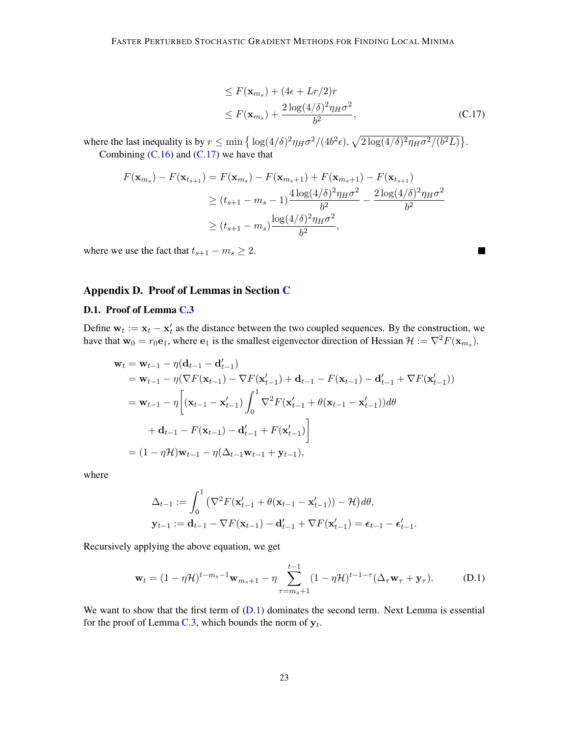$$
\begin{aligned}
&\le F(\mathbf{x}_{m_s}) + (4\epsilon + Lr/2)r \\
&\le F(\mathbf{x}_{m_s}) + \frac{2\log(4/\delta)^2 \eta_H \sigma^2}{b^2},
\end{aligned} \tag{C.17}
$$

where the last inequality is by $r \le \min\big\{\log(4/\delta)^2\eta_H\sigma^2/(4b^2\epsilon), \sqrt{2\log(4/\delta)^2\eta_H\sigma^2/(b^2L)}\big\}$.

Combining (C.16) and (C.17) we have that

$$
\begin{aligned}
F(\mathbf{x}_{m_s}) - F(\mathbf{x}_{t_{s+1}}) &= F(\mathbf{x}_{m_s}) - F(\mathbf{x}_{m_s+1}) + F(\mathbf{x}_{m_s+1}) - F(\mathbf{x}_{t_{s+1}}) \\
&\ge (t_{s+1} - m_s - 1)\frac{4\log(4/\delta)^2\eta_H\sigma^2}{b^2} - \frac{2\log(4/\delta)^2\eta_H\sigma^2}{b^2} \\
&\ge (t_{s+1} - m_s)\frac{\log(4/\delta)^2\eta_H\sigma^2}{b^2},
\end{aligned}
$$

where we use the fact that $t_{s+1} - m_s \ge 2$. ■

## Appendix D. Proof of Lemmas in Section C

### D.1. Proof of Lemma C.3

Define $\mathbf{w}_t := \mathbf{x}_t - \mathbf{x}'_t$ as the distance between the two coupled sequences. By the construction, we have that $\mathbf{w}_0 = r_0\mathbf{e}_1$, where $\mathbf{e}_1$ is the smallest eigenvector direction of Hessian $\mathcal{H} := \nabla^2 F(\mathbf{x}_{m_s})$.

$$
\begin{aligned}
\mathbf{w}_t &= \mathbf{w}_{t-1} - \eta(\mathbf{d}_{t-1} - \mathbf{d}'_{t-1}) \\
&= \mathbf{w}_{t-1} - \eta(\nabla F(\mathbf{x}_{t-1}) - \nabla F(\mathbf{x}'_{t-1}) + \mathbf{d}_{t-1} - F(\mathbf{x}_{t-1}) - \mathbf{d}'_{t-1} + \nabla F(\mathbf{x}'_{t-1})) \\
&= \mathbf{w}_{t-1} - \eta\bigg[(\mathbf{x}_{t-1} - \mathbf{x}'_{t-1})\int_0^1 \nabla^2 F(\mathbf{x}'_{t-1} + \theta(\mathbf{x}_{t-1} - \mathbf{x}'_{t-1}))d\theta \\
&\qquad + \mathbf{d}_{t-1} - F(\mathbf{x}_{t-1}) - \mathbf{d}'_{t-1} + F(\mathbf{x}'_{t-1})\bigg] \\
&= (1 - \eta\mathcal{H})\mathbf{w}_{t-1} - \eta(\Delta_{t-1}\mathbf{w}_{t-1} + \mathbf{y}_{t-1}),
\end{aligned}
$$

where

$$
\begin{aligned}
\Delta_{t-1} &:= \int_0^1 \big(\nabla^2 F(\mathbf{x}'_{t-1} + \theta(\mathbf{x}_{t-1} - \mathbf{x}'_{t-1})) - \mathcal{H}\big)d\theta, \\
\mathbf{y}_{t-1} &:= \mathbf{d}_{t-1} - \nabla F(\mathbf{x}_{t-1}) - \mathbf{d}'_{t-1} + \nabla F(\mathbf{x}'_{t-1}) = \boldsymbol{\epsilon}_{t-1} - \boldsymbol{\epsilon}'_{t-1}.
\end{aligned}
$$

Recursively applying the above equation, we get

$$
\mathbf{w}_t = (1 - \eta\mathcal{H})^{t-m_s-1}\mathbf{w}_{m_s+1} - \eta\sum_{\tau=m_s+1}^{t-1}(1 - \eta\mathcal{H})^{t-1-\tau}(\Delta_\tau\mathbf{w}_\tau + \mathbf{y}_\tau). \tag{D.1}
$$

We want to show that the first term of (D.1) dominates the second term. Next Lemma is essential for the proof of Lemma C.3, which bounds the norm of $\mathbf{y}_t$.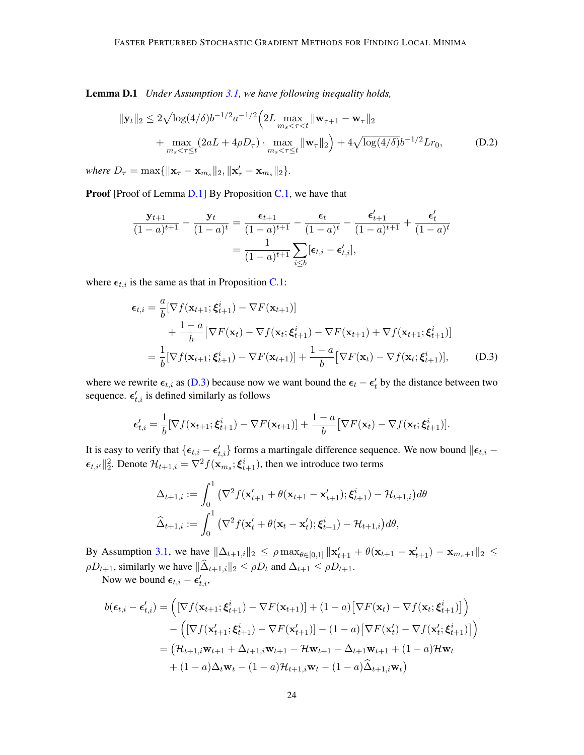**Lemma D.1** *Under Assumption 3.1, we have following inequality holds,*

$$
\|\mathbf{y}_t\|_2 \le 2\sqrt{\log(4/\delta)} b^{-1/2} a^{-1/2} \Big( 2L \max_{m_s < \tau < t} \|\mathbf{w}_{\tau+1} - \mathbf{w}_\tau\|_2 + \max_{m_s < \tau \le t} (2aL + 4\rho D_\tau) \cdot \max_{m_s < \tau \le t} \|\mathbf{w}_\tau\|_2 \Big) + 4\sqrt{\log(4/\delta)} b^{-1/2} L r_0, \tag{D.2}
$$

*where* $D_\tau = \max\{\|\mathbf{x}_\tau - \mathbf{x}_{m_s}\|_2, \|\mathbf{x}'_\tau - \mathbf{x}_{m_s}\|_2\}$.

**Proof** [Proof of Lemma D.1] By Proposition C.1, we have that

$$
\frac{\mathbf{y}_{t+1}}{(1-a)^{t+1}} - \frac{\mathbf{y}_t}{(1-a)^t} = \frac{\boldsymbol{\epsilon}_{t+1}}{(1-a)^{t+1}} - \frac{\boldsymbol{\epsilon}_t}{(1-a)^t} - \frac{\boldsymbol{\epsilon}'_{t+1}}{(1-a)^{t+1}} + \frac{\boldsymbol{\epsilon}'_t}{(1-a)^t}
$$
$$
= \frac{1}{(1-a)^{t+1}} \sum_{i \le b} [\boldsymbol{\epsilon}_{t,i} - \boldsymbol{\epsilon}'_{t,i}],
$$

where $\boldsymbol{\epsilon}_{t,i}$ is the same as that in Proposition C.1:

$$
\begin{aligned}
\boldsymbol{\epsilon}_{t,i} &= \frac{a}{b}[\nabla f(\mathbf{x}_{t+1}; \boldsymbol{\xi}^i_{t+1}) - \nabla F(\mathbf{x}_{t+1})] \\
&\quad + \frac{1-a}{b}\big[\nabla F(\mathbf{x}_t) - \nabla f(\mathbf{x}_t; \boldsymbol{\xi}^i_{t+1}) - \nabla F(\mathbf{x}_{t+1}) + \nabla f(\mathbf{x}_{t+1}; \boldsymbol{\xi}^i_{t+1})\big] \\
&= \frac{1}{b}[\nabla f(\mathbf{x}_{t+1}; \boldsymbol{\xi}^i_{t+1}) - \nabla F(\mathbf{x}_{t+1})] + \frac{1-a}{b}\big[\nabla F(\mathbf{x}_t) - \nabla f(\mathbf{x}_t; \boldsymbol{\xi}^i_{t+1})\big],
\end{aligned} \tag{D.3}
$$

where we rewrite $\boldsymbol{\epsilon}_{t,i}$ as (D.3) because now we want bound the $\boldsymbol{\epsilon}_t - \boldsymbol{\epsilon}'_t$ by the distance between two sequence. $\boldsymbol{\epsilon}'_{t,i}$ is defined similarly as follows

$$
\boldsymbol{\epsilon}'_{t,i} = \frac{1}{b}[\nabla f(\mathbf{x}_{t+1}; \boldsymbol{\xi}^i_{t+1}) - \nabla F(\mathbf{x}_{t+1})] + \frac{1-a}{b}\big[\nabla F(\mathbf{x}_t) - \nabla f(\mathbf{x}_t; \boldsymbol{\xi}^i_{t+1})\big].
$$

It is easy to verify that $\{\boldsymbol{\epsilon}_{t,i} - \boldsymbol{\epsilon}'_{t,i}\}$ forms a martingale difference sequence. We now bound $\|\boldsymbol{\epsilon}_{t,i} - \boldsymbol{\epsilon}_{t,i'}\|_2^2$. Denote $\mathcal{H}_{t+1,i} = \nabla^2 f(\mathbf{x}_{m_s}; \boldsymbol{\xi}^i_{t+1})$, then we introduce two terms

$$
\Delta_{t+1,i} := \int_0^1 \big(\nabla^2 f(\mathbf{x}'_{t+1} + \theta(\mathbf{x}_{t+1} - \mathbf{x}'_{t+1}); \boldsymbol{\xi}^i_{t+1}) - \mathcal{H}_{t+1,i}\big) d\theta
$$
$$
\widehat{\Delta}_{t+1,i} := \int_0^1 \big(\nabla^2 f(\mathbf{x}'_t + \theta(\mathbf{x}_t - \mathbf{x}'_t); \boldsymbol{\xi}^i_{t+1}) - \mathcal{H}_{t+1,i}\big) d\theta,
$$

By Assumption 3.1, we have $\|\Delta_{t+1,i}\|_2 \le \rho \max_{\theta \in [0,1]} \|\mathbf{x}'_{t+1} + \theta(\mathbf{x}_{t+1} - \mathbf{x}'_{t+1}) - \mathbf{x}_{m_s+1}\|_2 \le \rho D_{t+1}$, similarly we have $\|\widehat{\Delta}_{t+1,i}\|_2 \le \rho D_t$ and $\Delta_{t+1} \le \rho D_{t+1}$.

Now we bound $\boldsymbol{\epsilon}_{t,i} - \boldsymbol{\epsilon}'_{t,i}$,

$$
\begin{aligned}
b(\boldsymbol{\epsilon}_{t,i} - \boldsymbol{\epsilon}'_{t,i}) &= \Big( [\nabla f(\mathbf{x}_{t+1}; \boldsymbol{\xi}^i_{t+1}) - \nabla F(\mathbf{x}_{t+1})] + (1-a)\big[\nabla F(\mathbf{x}_t) - \nabla f(\mathbf{x}_t; \boldsymbol{\xi}^i_{t+1})\big] \Big) \\
&\quad - \Big( [\nabla f(\mathbf{x}'_{t+1}; \boldsymbol{\xi}^i_{t+1}) - \nabla F(\mathbf{x}'_{t+1})] - (1-a)\big[\nabla F(\mathbf{x}'_t) - \nabla f(\mathbf{x}'_t; \boldsymbol{\xi}^i_{t+1})\big] \Big) \\
&= \big( \mathcal{H}_{t+1,i}\mathbf{w}_{t+1} + \Delta_{t+1,i}\mathbf{w}_{t+1} - \mathcal{H}\mathbf{w}_{t+1} - \Delta_{t+1}\mathbf{w}_{t+1} + (1-a)\mathcal{H}\mathbf{w}_t \\
&\quad + (1-a)\Delta_t \mathbf{w}_t - (1-a)\mathcal{H}_{t+1,i}\mathbf{w}_t - (1-a)\widehat{\Delta}_{t+1,i}\mathbf{w}_t \big)
\end{aligned}
$$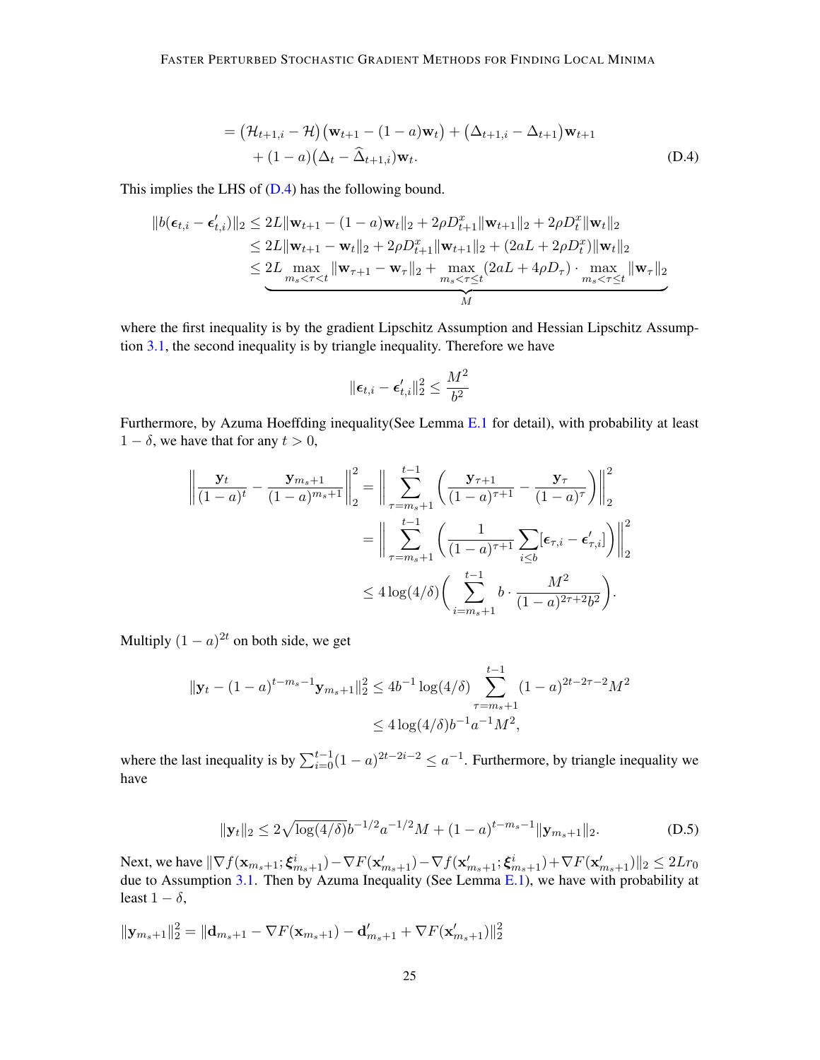$$
\begin{aligned}
&= \big(\mathcal{H}_{t+1,i} - \mathcal{H}\big)\big(\mathbf{w}_{t+1} - (1-a)\mathbf{w}_t\big) + \big(\Delta_{t+1,i} - \Delta_{t+1}\big)\mathbf{w}_{t+1} \\
&\quad + (1-a)\big(\Delta_t - \widehat{\Delta}_{t+1,i}\big)\mathbf{w}_t.
\end{aligned}
\tag{D.4}
$$

This implies the LHS of (D.4) has the following bound.

$$
\begin{aligned}
\|b(\boldsymbol{\epsilon}_{t,i} - \boldsymbol{\epsilon}'_{t,i})\|_2 &\leq 2L\|\mathbf{w}_{t+1} - (1-a)\mathbf{w}_t\|_2 + 2\rho D^x_{t+1}\|\mathbf{w}_{t+1}\|_2 + 2\rho D^x_t\|\mathbf{w}_t\|_2 \\
&\leq 2L\|\mathbf{w}_{t+1} - \mathbf{w}_t\|_2 + 2\rho D^x_{t+1}\|\mathbf{w}_{t+1}\|_2 + (2aL + 2\rho D^x_t)\|\mathbf{w}_t\|_2 \\
&\leq \underbrace{2L \max_{m_s < \tau < t} \|\mathbf{w}_{\tau+1} - \mathbf{w}_\tau\|_2 + \max_{m_s < \tau \leq t} (2aL + 4\rho D_\tau) \cdot \max_{m_s < \tau \leq t} \|\mathbf{w}_\tau\|_2}_{M}
\end{aligned}
$$

where the first inequality is by the gradient Lipschitz Assumption and Hessian Lipschitz Assumption 3.1, the second inequality is by triangle inequality. Therefore we have

$$
\|\boldsymbol{\epsilon}_{t,i} - \boldsymbol{\epsilon}'_{t,i}\|_2^2 \leq \frac{M^2}{b^2}
$$

Furthermore, by Azuma Hoeffding inequality(See Lemma E.1 for detail), with probability at least $1-\delta$, we have that for any $t > 0$,

$$
\begin{aligned}
\bigg\|\frac{\mathbf{y}_t}{(1-a)^t} - \frac{\mathbf{y}_{m_s+1}}{(1-a)^{m_s+1}}\bigg\|_2^2 &= \bigg\|\sum_{\tau=m_s+1}^{t-1}\bigg(\frac{\mathbf{y}_{\tau+1}}{(1-a)^{\tau+1}} - \frac{\mathbf{y}_\tau}{(1-a)^\tau}\bigg)\bigg\|_2^2 \\
&= \bigg\|\sum_{\tau=m_s+1}^{t-1}\bigg(\frac{1}{(1-a)^{\tau+1}}\sum_{i\leq b}[\boldsymbol{\epsilon}_{\tau,i} - \boldsymbol{\epsilon}'_{\tau,i}]\bigg)\bigg\|_2^2 \\
&\leq 4\log(4/\delta)\bigg(\sum_{i=m_s+1}^{t-1} b \cdot \frac{M^2}{(1-a)^{2\tau+2}b^2}\bigg).
\end{aligned}
$$

Multiply $(1-a)^{2t}$ on both side, we get

$$
\begin{aligned}
\|\mathbf{y}_t - (1-a)^{t-m_s-1}\mathbf{y}_{m_s+1}\|_2^2 &\leq 4b^{-1}\log(4/\delta)\sum_{\tau=m_s+1}^{t-1}(1-a)^{2t-2\tau-2}M^2 \\
&\leq 4\log(4/\delta)b^{-1}a^{-1}M^2,
\end{aligned}
$$

where the last inequality is by $\sum_{i=0}^{t-1}(1-a)^{2t-2i-2} \leq a^{-1}$. Furthermore, by triangle inequality we have

$$
\|\mathbf{y}_t\|_2 \leq 2\sqrt{\log(4/\delta)}b^{-1/2}a^{-1/2}M + (1-a)^{t-m_s-1}\|\mathbf{y}_{m_s+1}\|_2. \tag{D.5}
$$

Next, we have $\|\nabla f(\mathbf{x}_{m_s+1};\boldsymbol{\xi}^i_{m_s+1}) - \nabla F(\mathbf{x}'_{m_s+1}) - \nabla f(\mathbf{x}'_{m_s+1};\boldsymbol{\xi}^i_{m_s+1}) + \nabla F(\mathbf{x}'_{m_s+1})\|_2 \leq 2Lr_0$ due to Assumption 3.1. Then by Azuma Inequality (See Lemma E.1), we have with probability at least $1-\delta$,

$$
\|\mathbf{y}_{m_s+1}\|_2^2 = \|\mathbf{d}_{m_s+1} - \nabla F(\mathbf{x}_{m_s+1}) - \mathbf{d}'_{m_s+1} + \nabla F(\mathbf{x}'_{m_s+1})\|_2^2
$$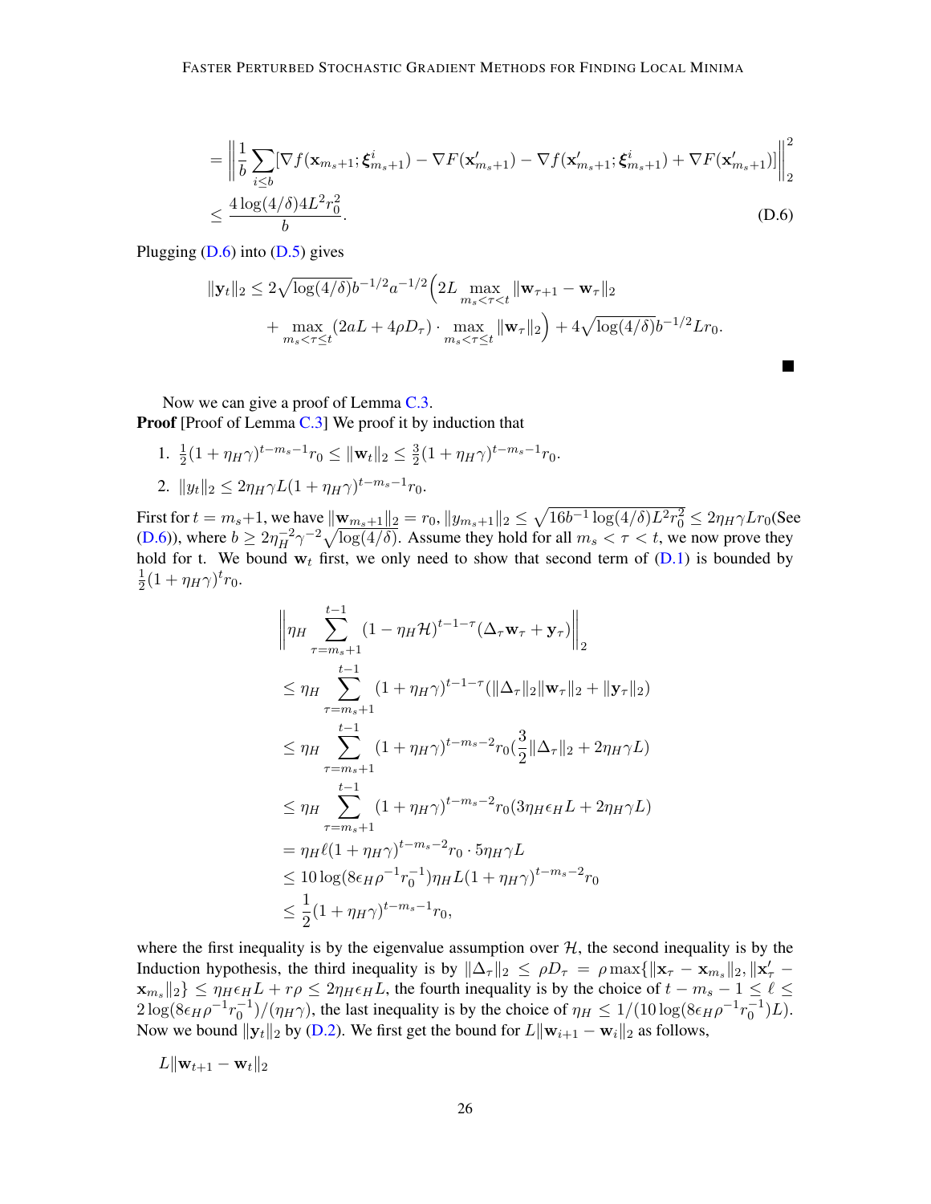$$= \left\| \frac{1}{b} \sum_{i \le b} [\nabla f(\mathbf{x}_{m_s+1}; \boldsymbol{\xi}^i_{m_s+1}) - \nabla F(\mathbf{x}'_{m_s+1}) - \nabla f(\mathbf{x}'_{m_s+1}; \boldsymbol{\xi}^i_{m_s+1}) + \nabla F(\mathbf{x}'_{m_s+1})] \right\|_2^2$$

$$\le \frac{4 \log(4/\delta) 4L^2 r_0^2}{b}. \tag{D.6}$$

Plugging (D.6) into (D.5) gives

$$\|\mathbf{y}_t\|_2 \le 2\sqrt{\log(4/\delta)} b^{-1/2} a^{-1/2} \Big( 2L \max_{m_s < \tau < t} \|\mathbf{w}_{\tau+1} - \mathbf{w}_\tau\|_2 + \max_{m_s < \tau \le t} (2aL + 4\rho D_\tau) \cdot \max_{m_s < \tau \le t} \|\mathbf{w}_\tau\|_2 \Big) + 4\sqrt{\log(4/\delta)} b^{-1/2} L r_0.$$

■

Now we can give a proof of Lemma C.3.

**Proof** [Proof of Lemma C.3] We proof it by induction that

1. $\frac{1}{2}(1+\eta_H \gamma)^{t-m_s-1} r_0 \le \|\mathbf{w}_t\|_2 \le \frac{3}{2}(1+\eta_H\gamma)^{t-m_s-1} r_0$.
2. $\|y_t\|_2 \le 2\eta_H \gamma L (1+\eta_H\gamma)^{t-m_s-1} r_0$.

First for $t = m_s+1$, we have $\|\mathbf{w}_{m_s+1}\|_2 = r_0$, $\|y_{m_s+1}\|_2 \le \sqrt{16 b^{-1} \log(4/\delta) L^2 r_0^2} \le 2\eta_H \gamma L r_0$(See (D.6)), where $b \ge 2\eta_H^{-2}\gamma^{-2}\sqrt{\log(4/\delta)}$. Assume they hold for all $m_s < \tau < t$, we now prove they hold for t. We bound $\mathbf{w}_t$ first, we only need to show that second term of (D.1) is bounded by $\frac{1}{2}(1+\eta_H\gamma)^t r_0$.

$$\begin{aligned}
&\left\| \eta_H \sum_{\tau=m_s+1}^{t-1} (1-\eta_H \mathcal{H})^{t-1-\tau} (\Delta_\tau \mathbf{w}_\tau + \mathbf{y}_\tau) \right\|_2 \\
&\le \eta_H \sum_{\tau=m_s+1}^{t-1} (1+\eta_H\gamma)^{t-1-\tau} (\|\Delta_\tau\|_2 \|\mathbf{w}_\tau\|_2 + \|\mathbf{y}_\tau\|_2) \\
&\le \eta_H \sum_{\tau=m_s+1}^{t-1} (1+\eta_H\gamma)^{t-m_s-2} r_0 (\frac{3}{2}\|\Delta_\tau\|_2 + 2\eta_H\gamma L) \\
&\le \eta_H \sum_{\tau=m_s+1}^{t-1} (1+\eta_H\gamma)^{t-m_s-2} r_0 (3\eta_H \epsilon_H L + 2\eta_H \gamma L) \\
&= \eta_H \ell (1+\eta_H\gamma)^{t-m_s-2} r_0 \cdot 5\eta_H\gamma L \\
&\le 10 \log(8\epsilon_H \rho^{-1} r_0^{-1}) \eta_H L (1+\eta_H\gamma)^{t-m_s-2} r_0 \\
&\le \frac{1}{2}(1+\eta_H\gamma)^{t-m_s-1} r_0,
\end{aligned}$$

where the first inequality is by the eigenvalue assumption over $\mathcal{H}$, the second inequality is by the Induction hypothesis, the third inequality is by $\|\Delta_\tau\|_2 \le \rho D_\tau = \rho \max\{\|\mathbf{x}_\tau - \mathbf{x}_{m_s}\|_2, \|\mathbf{x}'_\tau - \mathbf{x}_{m_s}\|_2\} \le \eta_H \epsilon_H L + r\rho \le 2\eta_H \epsilon_H L$, the fourth inequality is by the choice of $t - m_s - 1 \le \ell \le 2\log(8\epsilon_H\rho^{-1}r_0^{-1})/(\eta_H\gamma)$, the last inequality is by the choice of $\eta_H \le 1/(10\log(8\epsilon_H\rho^{-1}r_0^{-1})L)$. Now we bound $\|\mathbf{y}_t\|_2$ by (D.2). We first get the bound for $L\|\mathbf{w}_{i+1} - \mathbf{w}_i\|_2$ as follows,

$L\|\mathbf{w}_{t+1} - \mathbf{w}_t\|_2$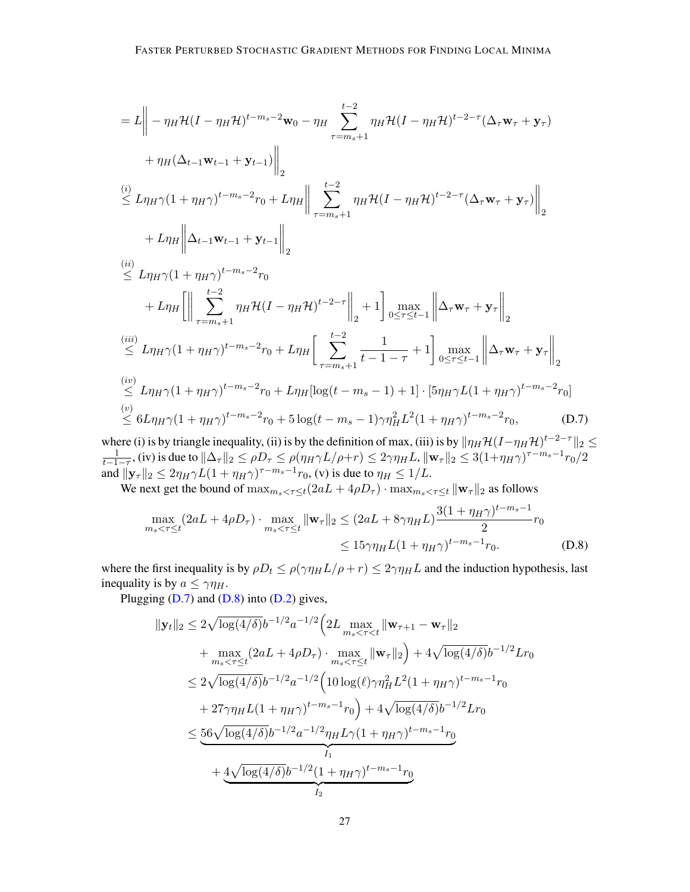$$
\begin{aligned}
&= L\bigg\| -\eta_H \mathcal{H}(I-\eta_H\mathcal{H})^{t-m_s-2}\mathbf{w}_0 - \eta_H \sum_{\tau=m_s+1}^{t-2} \eta_H \mathcal{H}(I-\eta_H\mathcal{H})^{t-2-\tau}(\Delta_\tau \mathbf{w}_\tau + \mathbf{y}_\tau) \\
&\quad + \eta_H(\Delta_{t-1}\mathbf{w}_{t-1} + \mathbf{y}_{t-1})\bigg\|_2 \\
&\overset{(i)}{\le} L\eta_H\gamma(1+\eta_H\gamma)^{t-m_s-2} r_0 + L\eta_H \bigg\| \sum_{\tau=m_s+1}^{t-2} \eta_H \mathcal{H}(I-\eta_H\mathcal{H})^{t-2-\tau}(\Delta_\tau \mathbf{w}_\tau + \mathbf{y}_\tau)\bigg\|_2 \\
&\quad + L\eta_H \bigg\| \Delta_{t-1}\mathbf{w}_{t-1} + \mathbf{y}_{t-1}\bigg\|_2 \\
&\overset{(ii)}{\le} L\eta_H\gamma(1+\eta_H\gamma)^{t-m_s-2} r_0 \\
&\quad + L\eta_H \Bigg[\bigg\| \sum_{\tau=m_s+1}^{t-2} \eta_H \mathcal{H}(I-\eta_H\mathcal{H})^{t-2-\tau}\bigg\|_2 + 1\Bigg] \max_{0\le\tau\le t-1} \bigg\|\Delta_\tau \mathbf{w}_\tau + \mathbf{y}_\tau\bigg\|_2 \\
&\overset{(iii)}{\le} L\eta_H\gamma(1+\eta_H\gamma)^{t-m_s-2} r_0 + L\eta_H \Bigg[\sum_{\tau=m_s+1}^{t-2} \frac{1}{t-1-\tau} + 1\Bigg] \max_{0\le\tau\le t-1} \bigg\|\Delta_\tau \mathbf{w}_\tau + \mathbf{y}_\tau\bigg\|_2 \\
&\overset{(iv)}{\le} L\eta_H\gamma(1+\eta_H\gamma)^{t-m_s-2} r_0 + L\eta_H[\log(t-m_s-1)+1]\cdot[5\eta_H\gamma L(1+\eta_H\gamma)^{t-m_s-2}r_0] \\
&\overset{(v)}{\le} 6L\eta_H\gamma(1+\eta_H\gamma)^{t-m_s-2} r_0 + 5\log(t-m_s-1)\gamma\eta_H^2 L^2(1+\eta_H\gamma)^{t-m_s-2}r_0,
\end{aligned}
\tag{D.7}
$$

where (i) is by triangle inequality, (ii) is by the definition of max, (iii) is by $\|\eta_H\mathcal{H}(I-\eta_H\mathcal{H})^{t-2-\tau}\|_2 \le \frac{1}{t-1-\tau}$, (iv) is due to $\|\Delta_\tau\|_2 \le \rho D_\tau \le \rho(\eta_H\gamma L/\rho + r) \le 2\gamma\eta_H L$, $\|\mathbf{w}_\tau\|_2 \le 3(1+\eta_H\gamma)^{\tau-m_s-1}r_0/2$ and $\|\mathbf{y}_\tau\|_2 \le 2\eta_H\gamma L(1+\eta_H\gamma)^{\tau-m_s-1}r_0$, (v) is due to $\eta_H \le 1/L$.

We next get the bound of $\max_{m_s<\tau\le t}(2aL+4\rho D_\tau)\cdot \max_{m_s<\tau\le t}\|\mathbf{w}_\tau\|_2$ as follows

$$
\begin{aligned}
\max_{m_s<\tau\le t}(2aL+4\rho D_\tau)\cdot \max_{m_s<\tau\le t}\|\mathbf{w}_\tau\|_2 &\le (2aL + 8\gamma\eta_H L)\frac{3(1+\eta_H\gamma)^{t-m_s-1}}{2}r_0 \\
&\le 15\gamma\eta_H L(1+\eta_H\gamma)^{t-m_s-1}r_0.
\end{aligned}
\tag{D.8}
$$

where the first inequality is by $\rho D_t \le \rho(\gamma\eta_H L/\rho + r) \le 2\gamma\eta_H L$ and the induction hypothesis, last inequality is by $a \le \gamma\eta_H$.

Plugging (D.7) and (D.8) into (D.2) gives,

$$
\begin{aligned}
\|\mathbf{y}_t\|_2 &\le 2\sqrt{\log(4/\delta)}b^{-1/2}a^{-1/2}\Big(2L\max_{m_s<\tau<t}\|\mathbf{w}_{\tau+1}-\mathbf{w}_\tau\|_2 \\
&\quad + \max_{m_s<\tau\le t}(2aL+4\rho D_\tau)\cdot\max_{m_s<\tau\le t}\|\mathbf{w}_\tau\|_2\Big) + 4\sqrt{\log(4/\delta)}b^{-1/2}Lr_0 \\
&\le 2\sqrt{\log(4/\delta)}b^{-1/2}a^{-1/2}\Big(10\log(\ell)\gamma\eta_H^2L^2(1+\eta_H\gamma)^{t-m_s-1}r_0 \\
&\quad + 27\gamma\eta_H L(1+\eta_H\gamma)^{t-m_s-1}r_0\Big) + 4\sqrt{\log(4/\delta)}b^{-1/2}Lr_0 \\
&\le \underbrace{56\sqrt{\log(4/\delta)}b^{-1/2}a^{-1/2}\eta_H L\gamma(1+\eta_H\gamma)^{t-m_s-1}r_0}_{I_1} \\
&\quad + \underbrace{4\sqrt{\log(4/\delta)}b^{-1/2}(1+\eta_H\gamma)^{t-m_s-1}r_0}_{I_2}
\end{aligned}
$$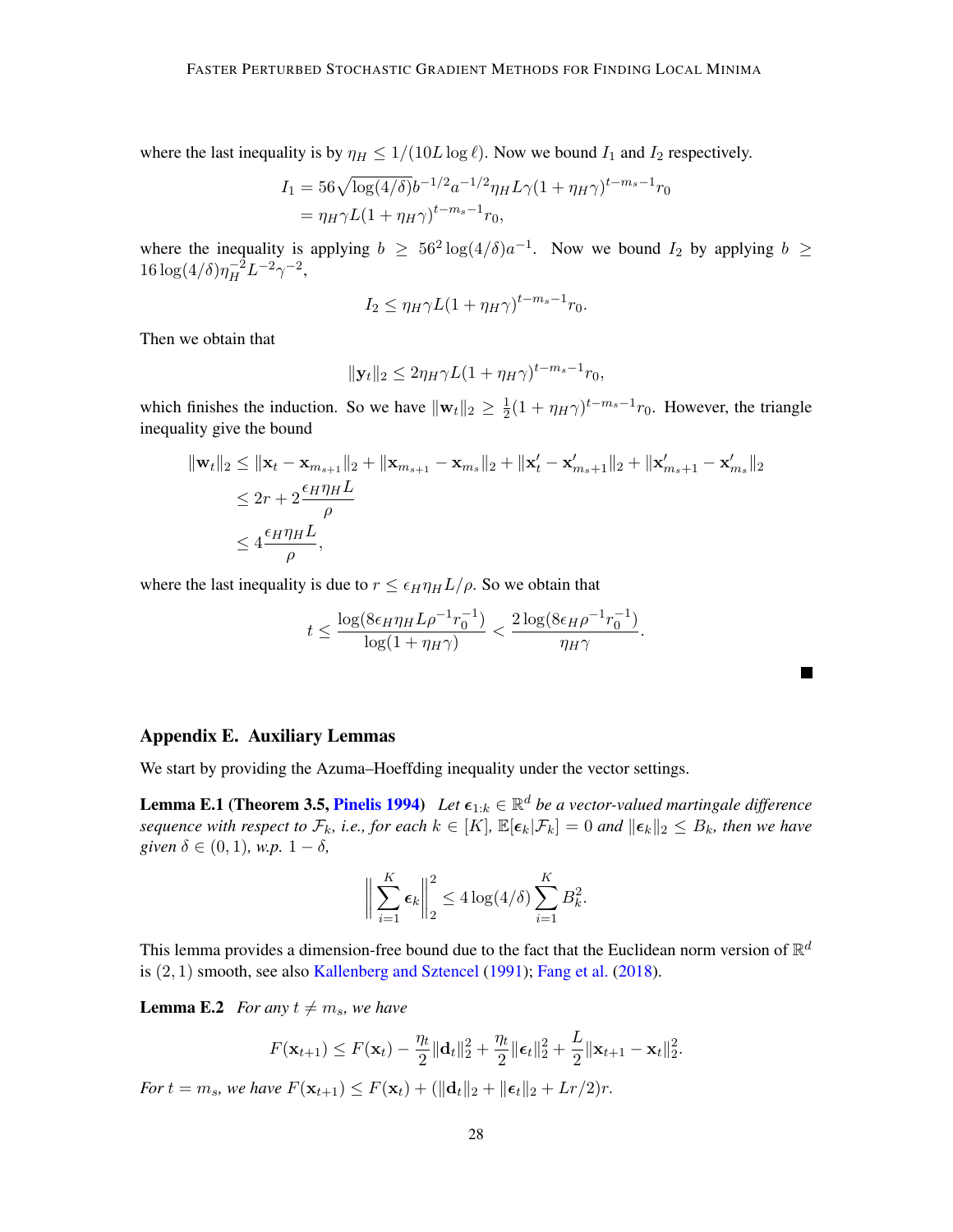where the last inequality is by $\eta_H \leq 1/(10L \log \ell)$. Now we bound $I_1$ and $I_2$ respectively.

$$
\begin{aligned}
I_1 &= 56\sqrt{\log(4/\delta)} b^{-1/2} a^{-1/2} \eta_H L \gamma (1 + \eta_H \gamma)^{t-m_s-1} r_0 \\
&= \eta_H \gamma L (1 + \eta_H \gamma)^{t-m_s-1} r_0,
\end{aligned}
$$

where the inequality is applying $b \geq 56^2 \log(4/\delta) a^{-1}$. Now we bound $I_2$ by applying $b \geq 16 \log(4/\delta) \eta_H^{-2} L^{-2} \gamma^{-2}$,

$$
I_2 \leq \eta_H \gamma L (1 + \eta_H \gamma)^{t-m_s-1} r_0.
$$

Then we obtain that

$$
\|\mathbf{y}_t\|_2 \leq 2\eta_H \gamma L (1 + \eta_H \gamma)^{t-m_s-1} r_0,
$$

which finishes the induction. So we have $\|\mathbf{w}_t\|_2 \geq \frac{1}{2}(1 + \eta_H \gamma)^{t-m_s-1} r_0$. However, the triangle inequality give the bound

$$
\begin{aligned}
\|\mathbf{w}_t\|_2 &\leq \|\mathbf{x}_t - \mathbf{x}_{m_{s+1}}\|_2 + \|\mathbf{x}_{m_{s+1}} - \mathbf{x}_{m_s}\|_2 + \|\mathbf{x}'_t - \mathbf{x}'_{m_s+1}\|_2 + \|\mathbf{x}'_{m_s+1} - \mathbf{x}'_{m_s}\|_2 \\
&\leq 2r + 2\frac{\epsilon_H \eta_H L}{\rho} \\
&\leq 4\frac{\epsilon_H \eta_H L}{\rho},
\end{aligned}
$$

where the last inequality is due to $r \leq \epsilon_H \eta_H L/\rho$. So we obtain that

$$
t \leq \frac{\log(8\epsilon_H \eta_H L \rho^{-1} r_0^{-1})}{\log(1 + \eta_H \gamma)} < \frac{2\log(8\epsilon_H \rho^{-1} r_0^{-1})}{\eta_H \gamma}.
$$

■

## Appendix E. Auxiliary Lemmas

We start by providing the Azuma–Hoeffding inequality under the vector settings.

**Lemma E.1 (Theorem 3.5, Pinelis 1994)** *Let $\boldsymbol{\epsilon}_{1:k} \in \mathbb{R}^d$ be a vector-valued martingale difference sequence with respect to $\mathcal{F}_k$, i.e., for each $k \in [K]$, $\mathbb{E}[\boldsymbol{\epsilon}_k|\mathcal{F}_k] = 0$ and $\|\boldsymbol{\epsilon}_k\|_2 \leq B_k$, then we have given $\delta \in (0, 1)$, w.p. $1 - \delta$,*

$$
\left\| \sum_{i=1}^{K} \boldsymbol{\epsilon}_k \right\|_2^2 \leq 4\log(4/\delta) \sum_{i=1}^{K} B_k^2.
$$

This lemma provides a dimension-free bound due to the fact that the Euclidean norm version of $\mathbb{R}^d$ is $(2, 1)$ smooth, see also Kallenberg and Sztencel (1991); Fang et al. (2018).

**Lemma E.2** *For any $t \neq m_s$, we have*

$$
F(\mathbf{x}_{t+1}) \leq F(\mathbf{x}_t) - \frac{\eta_t}{2}\|\mathbf{d}_t\|_2^2 + \frac{\eta_t}{2}\|\boldsymbol{\epsilon}_t\|_2^2 + \frac{L}{2}\|\mathbf{x}_{t+1} - \mathbf{x}_t\|_2^2.
$$

*For $t = m_s$, we have $F(\mathbf{x}_{t+1}) \leq F(\mathbf{x}_t) + (\|\mathbf{d}_t\|_2 + \|\boldsymbol{\epsilon}_t\|_2 + Lr/2)r$.*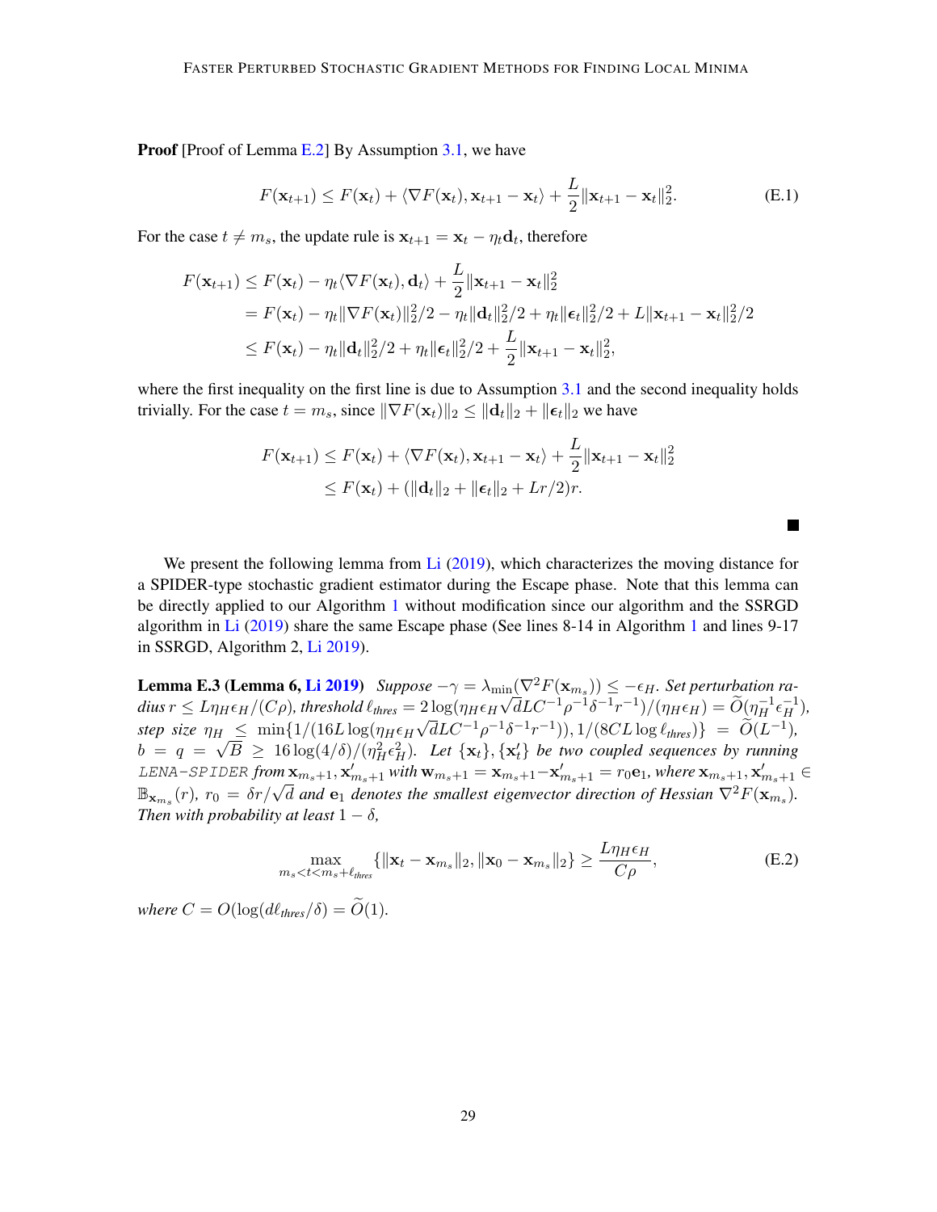**Proof** [Proof of Lemma E.2] By Assumption 3.1, we have

$$F(\mathbf{x}_{t+1}) \leq F(\mathbf{x}_t) + \langle \nabla F(\mathbf{x}_t), \mathbf{x}_{t+1} - \mathbf{x}_t \rangle + \frac{L}{2}\|\mathbf{x}_{t+1} - \mathbf{x}_t\|_2^2. \tag{E.1}$$

For the case $t \neq m_s$, the update rule is $\mathbf{x}_{t+1} = \mathbf{x}_t - \eta_t \mathbf{d}_t$, therefore

$$\begin{aligned}
F(\mathbf{x}_{t+1}) &\leq F(\mathbf{x}_t) - \eta_t \langle \nabla F(\mathbf{x}_t), \mathbf{d}_t \rangle + \frac{L}{2}\|\mathbf{x}_{t+1} - \mathbf{x}_t\|_2^2 \\
&= F(\mathbf{x}_t) - \eta_t \|\nabla F(\mathbf{x}_t)\|_2^2/2 - \eta_t \|\mathbf{d}_t\|_2^2/2 + \eta_t \|\boldsymbol{\epsilon}_t\|_2^2/2 + L\|\mathbf{x}_{t+1} - \mathbf{x}_t\|_2^2/2 \\
&\leq F(\mathbf{x}_t) - \eta_t \|\mathbf{d}_t\|_2^2/2 + \eta_t \|\boldsymbol{\epsilon}_t\|_2^2/2 + \frac{L}{2}\|\mathbf{x}_{t+1} - \mathbf{x}_t\|_2^2,
\end{aligned}$$

where the first inequality on the first line is due to Assumption 3.1 and the second inequality holds trivially. For the case $t = m_s$, since $\|\nabla F(\mathbf{x}_t)\|_2 \leq \|\mathbf{d}_t\|_2 + \|\boldsymbol{\epsilon}_t\|_2$ we have

$$\begin{aligned}
F(\mathbf{x}_{t+1}) &\leq F(\mathbf{x}_t) + \langle \nabla F(\mathbf{x}_t), \mathbf{x}_{t+1} - \mathbf{x}_t \rangle + \frac{L}{2}\|\mathbf{x}_{t+1} - \mathbf{x}_t\|_2^2 \\
&\leq F(\mathbf{x}_t) + (\|\mathbf{d}_t\|_2 + \|\boldsymbol{\epsilon}_t\|_2 + Lr/2)r.
\end{aligned}$$

■

We present the following lemma from Li (2019), which characterizes the moving distance for a SPIDER-type stochastic gradient estimator during the Escape phase. Note that this lemma can be directly applied to our Algorithm 1 without modification since our algorithm and the SSRGD algorithm in Li (2019) share the same Escape phase (See lines 8-14 in Algorithm 1 and lines 9-17 in SSRGD, Algorithm 2, Li 2019).

**Lemma E.3 (Lemma 6, Li 2019)** *Suppose $-\gamma = \lambda_{\min}(\nabla^2 F(\mathbf{x}_{m_s})) \leq -\epsilon_H$. Set perturbation radius $r \leq L\eta_H\epsilon_H/(C\rho)$, threshold $\ell_{thres} = 2\log(\eta_H\epsilon_H\sqrt{d}LC^{-1}\rho^{-1}\delta^{-1}r^{-1})/(\eta_H\epsilon_H) = \widetilde{O}(\eta_H^{-1}\epsilon_H^{-1})$, step size $\eta_H \leq \min\{1/(16L\log(\eta_H\epsilon_H\sqrt{d}LC^{-1}\rho^{-1}\delta^{-1}r^{-1})), 1/(8CL\log\ell_{thres})\} = \widetilde{O}(L^{-1})$, $b = q = \sqrt{B} \geq 16\log(4/\delta)/(\eta_H^2\epsilon_H^2)$. Let $\{\mathbf{x}_t\}, \{\mathbf{x}'_t\}$ be two coupled sequences by running `LENA-SPIDER` from $\mathbf{x}_{m_s+1}, \mathbf{x}'_{m_s+1}$ with $\mathbf{w}_{m_s+1} = \mathbf{x}_{m_s+1} - \mathbf{x}'_{m_s+1} = r_0\mathbf{e}_1$, where $\mathbf{x}_{m_s+1}, \mathbf{x}'_{m_s+1} \in \mathbb{B}_{\mathbf{x}_{m_s}}(r)$, $r_0 = \delta r/\sqrt{d}$ and $\mathbf{e}_1$ denotes the smallest eigenvector direction of Hessian $\nabla^2 F(\mathbf{x}_{m_s})$. Then with probability at least $1-\delta$,*

$$\max_{m_s < t < m_s + \ell_{thres}} \{\|\mathbf{x}_t - \mathbf{x}_{m_s}\|_2, \|\mathbf{x}_0 - \mathbf{x}_{m_s}\|_2\} \geq \frac{L\eta_H\epsilon_H}{C\rho}, \tag{E.2}$$

*where $C = O(\log(d\ell_{thres}/\delta) = \widetilde{O}(1)$.*